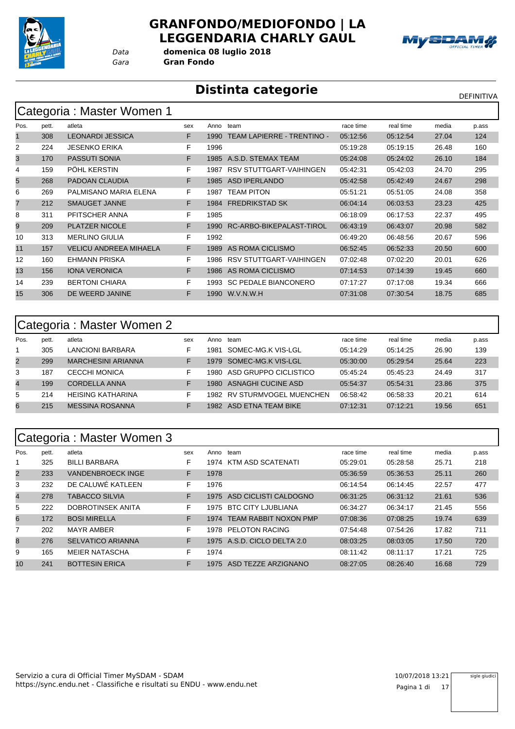# GRANFONDO/MEDIOFONDO | LA LEGGENDARIA CHARLY GAUL

*Data* **domenica 08 luglio 2018**

*Gara* **Gran Fondo**

## Distinta categorie

DEFINITIVA

### Categoria : Master Women 1

| Pos. | pett. | atleta | sex | Anno | team | race time | real time | media | p.ass |
|---|---|---|---|---|---|---|---|---|---|
| 1 | 308 | LEONARDI JESSICA | F | 1990 | TEAM LAPIERRE - TRENTINO - | 05:12:56 | 05:12:54 | 27.04 | 124 |
| 2 | 224 | JESENKO ERIKA | F | 1996 | | 05:19:28 | 05:19:15 | 26.48 | 160 |
| 3 | 170 | PASSUTI SONIA | F | 1985 | A.S.D. STEMAX TEAM | 05:24:08 | 05:24:02 | 26.10 | 184 |
| 4 | 159 | PÖHL KERSTIN | F | 1987 | RSV STUTTGART-VAIHINGEN | 05:42:31 | 05:42:03 | 24.70 | 295 |
| 5 | 268 | PADOAN CLAUDIA | F | 1985 | ASD IPERLANDO | 05:42:58 | 05:42:49 | 24.67 | 298 |
| 6 | 269 | PALMISANO MARIA ELENA | F | 1987 | TEAM PITON | 05:51:21 | 05:51:05 | 24.08 | 358 |
| 7 | 212 | SMAUGET JANNE | F | 1984 | FREDRIKSTAD SK | 06:04:14 | 06:03:53 | 23.23 | 425 |
| 8 | 311 | PFITSCHER ANNA | F | 1985 | | 06:18:09 | 06:17:53 | 22.37 | 495 |
| 9 | 209 | PLATZER NICOLE | F | 1990 | RC-ARBO-BIKEPALAST-TIROL | 06:43:19 | 06:43:07 | 20.98 | 582 |
| 10 | 313 | MERLINO GIULIA | F | 1992 | | 06:49:20 | 06:48:56 | 20.67 | 596 |
| 11 | 157 | VELICU ANDREEA MIHAELA | F | 1989 | AS ROMA CICLISMO | 06:52:45 | 06:52:33 | 20.50 | 600 |
| 12 | 160 | EHMANN PRISKA | F | 1986 | RSV STUTTGART-VAIHINGEN | 07:02:48 | 07:02:20 | 20.01 | 626 |
| 13 | 156 | IONA VERONICA | F | 1986 | AS ROMA CICLISMO | 07:14:53 | 07:14:39 | 19.45 | 660 |
| 14 | 239 | BERTONI CHIARA | F | 1993 | SC PEDALE BIANCONERO | 07:17:27 | 07:17:08 | 19.34 | 666 |
| 15 | 306 | DE WEERD JANINE | F | 1990 | W.V.N.W.H | 07:31:08 | 07:30:54 | 18.75 | 685 |

### Categoria : Master Women 2

| Pos. | pett. | atleta | sex | Anno | team | race time | real time | media | p.ass |
|---|---|---|---|---|---|---|---|---|---|
| 1 | 305 | LANCIONI BARBARA | F | 1981 | SOMEC-MG.K VIS-LGL | 05:14:29 | 05:14:25 | 26.90 | 139 |
| 2 | 299 | MARCHESINI ARIANNA | F | 1979 | SOMEC-MG.K VIS-LGL | 05:30:00 | 05:29:54 | 25.64 | 223 |
| 3 | 187 | CECCHI MONICA | F | 1980 | ASD GRUPPO CICLISTICO | 05:45:24 | 05:45:23 | 24.49 | 317 |
| 4 | 199 | CORDELLA ANNA | F | 1980 | ASNAGHI CUCINE ASD | 05:54:37 | 05:54:31 | 23.86 | 375 |
| 5 | 214 | HEISING KATHARINA | F | 1982 | RV STURMVOGEL MUENCHEN | 06:58:42 | 06:58:33 | 20.21 | 614 |
| 6 | 215 | MESSINA ROSANNA | F | 1982 | ASD ETNA TEAM BIKE | 07:12:31 | 07:12:21 | 19.56 | 651 |

### Categoria : Master Women 3

| Pos. | pett. | atleta | sex | Anno | team | race time | real time | media | p.ass |
|---|---|---|---|---|---|---|---|---|---|
| 1 | 325 | BILLI BARBARA | F | 1974 | KTM ASD SCATENATI | 05:29:01 | 05:28:58 | 25.71 | 218 |
| 2 | 233 | VANDENBROECK INGE | F | 1978 | | 05:36:59 | 05:36:53 | 25.11 | 260 |
| 3 | 232 | DE CALUWÉ KATLEEN | F | 1976 | | 06:14:54 | 06:14:45 | 22.57 | 477 |
| 4 | 278 | TABACCO SILVIA | F | 1975 | ASD CICLISTI CALDOGNO | 06:31:25 | 06:31:12 | 21.61 | 536 |
| 5 | 222 | DOBROTINSEK ANITA | F | 1975 | BTC CITY LJUBLIANA | 06:34:27 | 06:34:17 | 21.45 | 556 |
| 6 | 172 | BOSI MIRELLA | F | 1974 | TEAM RABBIT NOXON PMP | 07:08:36 | 07:08:25 | 19.74 | 639 |
| 7 | 202 | MAYR AMBER | F | 1978 | PELOTON RACING | 07:54:48 | 07:54:26 | 17.82 | 711 |
| 8 | 276 | SELVATICO ARIANNA | F | 1975 | A.S.D. CICLO DELTA 2.0 | 08:03:25 | 08:03:05 | 17.50 | 720 |
| 9 | 165 | MEIER NATASCHA | F | 1974 | | 08:11:42 | 08:11:17 | 17.21 | 725 |
| 10 | 241 | BOTTESIN ERICA | F | 1975 | ASD TEZZE ARZIGNANO | 08:27:05 | 08:26:40 | 16.68 | 729 |

Servizio a cura di Official Timer MySDAM - SDAM
https://sync.endu.net - Classifiche e risultati su ENDU - www.endu.net

10/07/2018 13:21

sigle giudici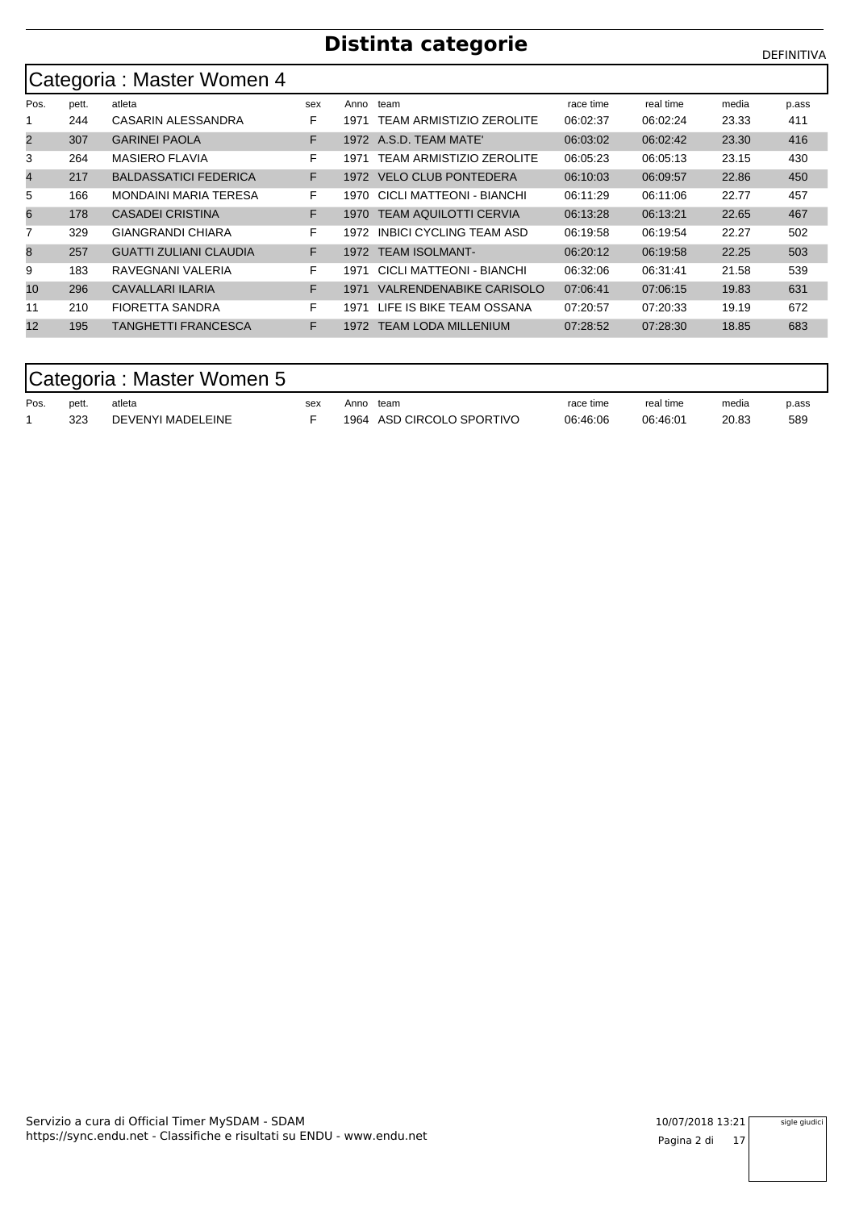# Distinta categorie

DEFINITIVA

## Categoria : Master Women 4

| Pos. | pett. | atleta | sex | Anno | team | race time | real time | media | p.ass |
|---|---|---|---|---|---|---|---|---|---|
| 1 | 244 | CASARIN ALESSANDRA | F | 1971 | TEAM ARMISTIZIO ZEROLITE | 06:02:37 | 06:02:24 | 23.33 | 411 |
| 2 | 307 | GARINEI PAOLA | F | 1972 | A.S.D. TEAM MATE' | 06:03:02 | 06:02:42 | 23.30 | 416 |
| 3 | 264 | MASIERO FLAVIA | F | 1971 | TEAM ARMISTIZIO ZEROLITE | 06:05:23 | 06:05:13 | 23.15 | 430 |
| 4 | 217 | BALDASSATICI FEDERICA | F | 1972 | VELO CLUB PONTEDERA | 06:10:03 | 06:09:57 | 22.86 | 450 |
| 5 | 166 | MONDAINI MARIA TERESA | F | 1970 | CICLI MATTEONI - BIANCHI | 06:11:29 | 06:11:06 | 22.77 | 457 |
| 6 | 178 | CASADEI CRISTINA | F | 1970 | TEAM AQUILOTTI CERVIA | 06:13:28 | 06:13:21 | 22.65 | 467 |
| 7 | 329 | GIANGRANDI CHIARA | F | 1972 | INBICI CYCLING TEAM ASD | 06:19:58 | 06:19:54 | 22.27 | 502 |
| 8 | 257 | GUATTI ZULIANI CLAUDIA | F | 1972 | TEAM ISOLMANT- | 06:20:12 | 06:19:58 | 22.25 | 503 |
| 9 | 183 | RAVEGNANI VALERIA | F | 1971 | CICLI MATTEONI - BIANCHI | 06:32:06 | 06:31:41 | 21.58 | 539 |
| 10 | 296 | CAVALLARI ILARIA | F | 1971 | VALRENDENABIKE CARISOLO | 07:06:41 | 07:06:15 | 19.83 | 631 |
| 11 | 210 | FIORETTA SANDRA | F | 1971 | LIFE IS BIKE TEAM OSSANA | 07:20:57 | 07:20:33 | 19.19 | 672 |
| 12 | 195 | TANGHETTI FRANCESCA | F | 1972 | TEAM LODA MILLENIUM | 07:28:52 | 07:28:30 | 18.85 | 683 |

## Categoria : Master Women 5

| Pos. | pett. | atleta | sex | Anno | team | race time | real time | media | p.ass |
|---|---|---|---|---|---|---|---|---|---|
| 1 | 323 | DEVENYI MADELEINE | F | 1964 | ASD CIRCOLO SPORTIVO | 06:46:06 | 06:46:01 | 20.83 | 589 |

Servizio a cura di Official Timer MySDAM - SDAM
https://sync.endu.net - Classifiche e risultati su ENDU - www.endu.net

10/07/2018 13:21

sigle giudici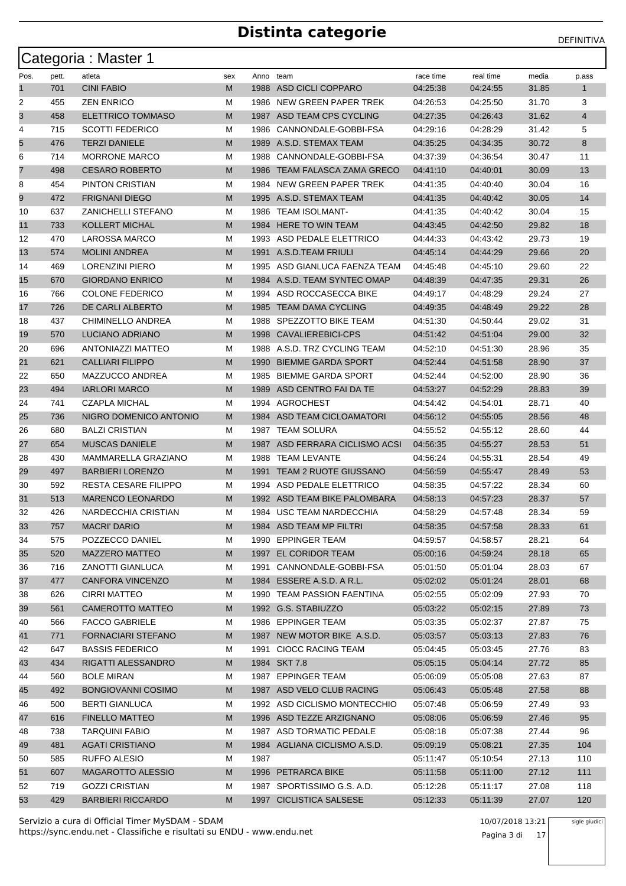# Distinta categorie

DEFINITIVA

## Categoria : Master 1

| Pos. | pett. | atleta | sex | Anno | team | race time | real time | media | p.ass |
|---|---|---|---|---|---|---|---|---|---|
| 1 | 701 | CINI FABIO | M | 1988 | ASD CICLI COPPARO | 04:25:38 | 04:24:55 | 31.85 | 1 |
| 2 | 455 | ZEN ENRICO | M | 1986 | NEW GREEN PAPER TREK | 04:26:53 | 04:25:50 | 31.70 | 3 |
| 3 | 458 | ELETTRICO TOMMASO | M | 1987 | ASD TEAM CPS CYCLING | 04:27:35 | 04:26:43 | 31.62 | 4 |
| 4 | 715 | SCOTTI FEDERICO | M | 1986 | CANNONDALE-GOBBI-FSA | 04:29:16 | 04:28:29 | 31.42 | 5 |
| 5 | 476 | TERZI DANIELE | M | 1989 | A.S.D. STEMAX TEAM | 04:35:25 | 04:34:35 | 30.72 | 8 |
| 6 | 714 | MORRONE MARCO | M | 1988 | CANNONDALE-GOBBI-FSA | 04:37:39 | 04:36:54 | 30.47 | 11 |
| 7 | 498 | CESARO ROBERTO | M | 1986 | TEAM FALASCA ZAMA GRECO | 04:41:10 | 04:40:01 | 30.09 | 13 |
| 8 | 454 | PINTON CRISTIAN | M | 1984 | NEW GREEN PAPER TREK | 04:41:35 | 04:40:40 | 30.04 | 16 |
| 9 | 472 | FRIGNANI DIEGO | M | 1995 | A.S.D. STEMAX TEAM | 04:41:35 | 04:40:42 | 30.05 | 14 |
| 10 | 637 | ZANICHELLI STEFANO | M | 1986 | TEAM ISOLMANT- | 04:41:35 | 04:40:42 | 30.04 | 15 |
| 11 | 733 | KOLLERT MICHAL | M | 1984 | HERE TO WIN TEAM | 04:43:45 | 04:42:50 | 29.82 | 18 |
| 12 | 470 | LAROSSA MARCO | M | 1993 | ASD PEDALE ELETTRICO | 04:44:33 | 04:43:42 | 29.73 | 19 |
| 13 | 574 | MOLINI ANDREA | M | 1991 | A.S.D.TEAM FRIULI | 04:45:14 | 04:44:29 | 29.66 | 20 |
| 14 | 469 | LORENZINI PIERO | M | 1995 | ASD GIANLUCA FAENZA TEAM | 04:45:48 | 04:45:10 | 29.60 | 22 |
| 15 | 670 | GIORDANO ENRICO | M | 1984 | A.S.D. TEAM SYNTEC OMAP | 04:48:39 | 04:47:35 | 29.31 | 26 |
| 16 | 766 | COLONE FEDERICO | M | 1994 | ASD ROCCASECCA BIKE | 04:49:17 | 04:48:29 | 29.24 | 27 |
| 17 | 726 | DE CARLI ALBERTO | M | 1985 | TEAM DAMA CYCLING | 04:49:35 | 04:48:49 | 29.22 | 28 |
| 18 | 437 | CHIMINELLO ANDREA | M | 1988 | SPEZZOTTO BIKE TEAM | 04:51:30 | 04:50:44 | 29.02 | 31 |
| 19 | 570 | LUCIANO ADRIANO | M | 1998 | CAVALIEREBICI-CPS | 04:51:42 | 04:51:04 | 29.00 | 32 |
| 20 | 696 | ANTONIAZZI MATTEO | M | 1988 | A.S.D. TRZ CYCLING TEAM | 04:52:10 | 04:51:30 | 28.96 | 35 |
| 21 | 621 | CALLIARI FILIPPO | M | 1990 | BIEMME GARDA SPORT | 04:52:44 | 04:51:58 | 28.90 | 37 |
| 22 | 650 | MAZZUCCO ANDREA | M | 1985 | BIEMME GARDA SPORT | 04:52:44 | 04:52:00 | 28.90 | 36 |
| 23 | 494 | IARLORI MARCO | M | 1989 | ASD CENTRO FAI DA TE | 04:53:27 | 04:52:29 | 28.83 | 39 |
| 24 | 741 | CZAPLA MICHAL | M | 1994 | AGROCHEST | 04:54:42 | 04:54:01 | 28.71 | 40 |
| 25 | 736 | NIGRO DOMENICO ANTONIO | M | 1984 | ASD TEAM CICLOAMATORI | 04:56:12 | 04:55:05 | 28.56 | 48 |
| 26 | 680 | BALZI CRISTIAN | M | 1987 | TEAM SOLURA | 04:55:52 | 04:55:12 | 28.60 | 44 |
| 27 | 654 | MUSCAS DANIELE | M | 1987 | ASD FERRARA CICLISMO ACSI | 04:56:35 | 04:55:27 | 28.53 | 51 |
| 28 | 430 | MAMMARELLA GRAZIANO | M | 1988 | TEAM LEVANTE | 04:56:24 | 04:55:31 | 28.54 | 49 |
| 29 | 497 | BARBIERI LORENZO | M | 1991 | TEAM 2 RUOTE GIUSSANO | 04:56:59 | 04:55:47 | 28.49 | 53 |
| 30 | 592 | RESTA CESARE FILIPPO | M | 1994 | ASD PEDALE ELETTRICO | 04:58:35 | 04:57:22 | 28.34 | 60 |
| 31 | 513 | MARENCO LEONARDO | M | 1992 | ASD TEAM BIKE PALOMBARA | 04:58:13 | 04:57:23 | 28.37 | 57 |
| 32 | 426 | NARDECCHIA CRISTIAN | M | 1984 | USC TEAM NARDECCHIA | 04:58:29 | 04:57:48 | 28.34 | 59 |
| 33 | 757 | MACRI' DARIO | M | 1984 | ASD TEAM MP FILTRI | 04:58:35 | 04:57:58 | 28.33 | 61 |
| 34 | 575 | POZZECCO DANIEL | M | 1990 | EPPINGER TEAM | 04:59:57 | 04:58:57 | 28.21 | 64 |
| 35 | 520 | MAZZERO MATTEO | M | 1997 | EL CORIDOR TEAM | 05:00:16 | 04:59:24 | 28.18 | 65 |
| 36 | 716 | ZANOTTI GIANLUCA | M | 1991 | CANNONDALE-GOBBI-FSA | 05:01:50 | 05:01:04 | 28.03 | 67 |
| 37 | 477 | CANFORA VINCENZO | M | 1984 | ESSERE A.S.D. A R.L. | 05:02:02 | 05:01:24 | 28.01 | 68 |
| 38 | 626 | CIRRI MATTEO | M | 1990 | TEAM PASSION FAENTINA | 05:02:55 | 05:02:09 | 27.93 | 70 |
| 39 | 561 | CAMEROTTO MATTEO | M | 1992 | G.S. STABIUZZO | 05:03:22 | 05:02:15 | 27.89 | 73 |
| 40 | 566 | FACCO GABRIELE | M | 1986 | EPPINGER TEAM | 05:03:35 | 05:02:37 | 27.87 | 75 |
| 41 | 771 | FORNACIARI STEFANO | M | 1987 | NEW MOTOR BIKE A.S.D. | 05:03:57 | 05:03:13 | 27.83 | 76 |
| 42 | 647 | BASSIS FEDERICO | M | 1991 | CIOCC RACING TEAM | 05:04:45 | 05:03:45 | 27.76 | 83 |
| 43 | 434 | RIGATTI ALESSANDRO | M | 1984 | SKT 7.8 | 05:05:15 | 05:04:14 | 27.72 | 85 |
| 44 | 560 | BOLE MIRAN | M | 1987 | EPPINGER TEAM | 05:06:09 | 05:05:08 | 27.63 | 87 |
| 45 | 492 | BONGIOVANNI COSIMO | M | 1987 | ASD VELO CLUB RACING | 05:06:43 | 05:05:48 | 27.58 | 88 |
| 46 | 500 | BERTI GIANLUCA | M | 1992 | ASD CICLISMO MONTECCHIO | 05:07:48 | 05:06:59 | 27.49 | 93 |
| 47 | 616 | FINELLO MATTEO | M | 1996 | ASD TEZZE ARZIGNANO | 05:08:06 | 05:06:59 | 27.46 | 95 |
| 48 | 738 | TARQUINI FABIO | M | 1987 | ASD TORMATIC PEDALE | 05:08:18 | 05:07:38 | 27.44 | 96 |
| 49 | 481 | AGATI CRISTIANO | M | 1984 | AGLIANA CICLISMO A.S.D. | 05:09:19 | 05:08:21 | 27.35 | 104 |
| 50 | 585 | RUFFO ALESIO | M | 1987 | | 05:11:47 | 05:10:54 | 27.13 | 110 |
| 51 | 607 | MAGAROTTO ALESSIO | M | 1996 | PETRARCA BIKE | 05:11:58 | 05:11:00 | 27.12 | 111 |
| 52 | 719 | GOZZI CRISTIAN | M | 1987 | SPORTISSIMO G.S. A.D. | 05:12:28 | 05:11:17 | 27.08 | 118 |
| 53 | 429 | BARBIERI RICCARDO | M | 1997 | CICLISTICA SALSESE | 05:12:33 | 05:11:39 | 27.07 | 120 |

Servizio a cura di Official Timer MySDAM - SDAM
https://sync.endu.net - Classifiche e risultati su ENDU - www.endu.net

10/07/2018 13:21

sigle giudici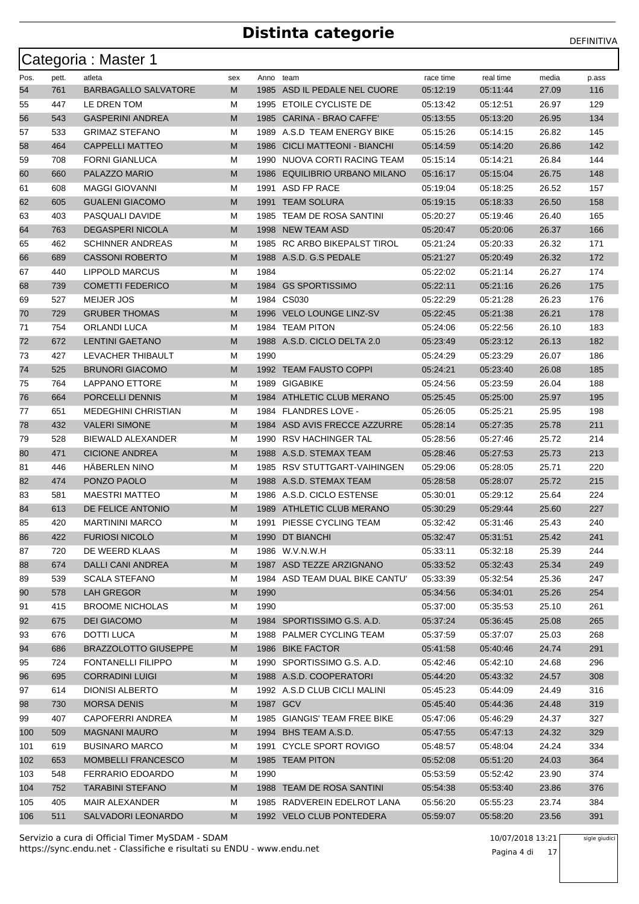# Distinta categorie

DEFINITIVA

## Categoria : Master 1

| Pos. | pett. | atleta | sex | Anno | team | race time | real time | media | p.ass |
|---|---|---|---|---|---|---|---|---|---|
| 54 | 761 | BARBAGALLO SALVATORE | M | 1985 | ASD IL PEDALE NEL CUORE | 05:12:19 | 05:11:44 | 27.09 | 116 |
| 55 | 447 | LE DREN TOM | M | 1995 | ETOILE CYCLISTE DE | 05:13:42 | 05:12:51 | 26.97 | 129 |
| 56 | 543 | GASPERINI ANDREA | M | 1985 | CARINA - BRAO CAFFE' | 05:13:55 | 05:13:20 | 26.95 | 134 |
| 57 | 533 | GRIMAZ STEFANO | M | 1989 | A.S.D TEAM ENERGY BIKE | 05:15:26 | 05:14:15 | 26.82 | 145 |
| 58 | 464 | CAPPELLI MATTEO | M | 1986 | CICLI MATTEONI - BIANCHI | 05:14:59 | 05:14:20 | 26.86 | 142 |
| 59 | 708 | FORNI GIANLUCA | M | 1990 | NUOVA CORTI RACING TEAM | 05:15:14 | 05:14:21 | 26.84 | 144 |
| 60 | 660 | PALAZZO MARIO | M | 1986 | EQUILIBRIO URBANO MILANO | 05:16:17 | 05:15:04 | 26.75 | 148 |
| 61 | 608 | MAGGI GIOVANNI | M | 1991 | ASD FP RACE | 05:19:04 | 05:18:25 | 26.52 | 157 |
| 62 | 605 | GUALENI GIACOMO | M | 1991 | TEAM SOLURA | 05:19:15 | 05:18:33 | 26.50 | 158 |
| 63 | 403 | PASQUALI DAVIDE | M | 1985 | TEAM DE ROSA SANTINI | 05:20:27 | 05:19:46 | 26.40 | 165 |
| 64 | 763 | DEGASPERI NICOLA | M | 1998 | NEW TEAM ASD | 05:20:47 | 05:20:06 | 26.37 | 166 |
| 65 | 462 | SCHINNER ANDREAS | M | 1985 | RC ARBO BIKEPALST TIROL | 05:21:24 | 05:20:33 | 26.32 | 171 |
| 66 | 689 | CASSONI ROBERTO | M | 1988 | A.S.D. G.S PEDALE | 05:21:27 | 05:20:49 | 26.32 | 172 |
| 67 | 440 | LIPPOLD MARCUS | M | 1984 | | 05:22:02 | 05:21:14 | 26.27 | 174 |
| 68 | 739 | COMETTI FEDERICO | M | 1984 | GS SPORTISSIMO | 05:22:11 | 05:21:16 | 26.26 | 175 |
| 69 | 527 | MEIJER JOS | M | 1984 | CS030 | 05:22:29 | 05:21:28 | 26.23 | 176 |
| 70 | 729 | GRUBER THOMAS | M | 1996 | VELO LOUNGE LINZ-SV | 05:22:45 | 05:21:38 | 26.21 | 178 |
| 71 | 754 | ORLANDI LUCA | M | 1984 | TEAM PITON | 05:24:06 | 05:22:56 | 26.10 | 183 |
| 72 | 672 | LENTINI GAETANO | M | 1988 | A.S.D. CICLO DELTA 2.0 | 05:23:49 | 05:23:12 | 26.13 | 182 |
| 73 | 427 | LEVACHER THIBAULT | M | 1990 | | 05:24:29 | 05:23:29 | 26.07 | 186 |
| 74 | 525 | BRUNORI GIACOMO | M | 1992 | TEAM FAUSTO COPPI | 05:24:21 | 05:23:40 | 26.08 | 185 |
| 75 | 764 | LAPPANO ETTORE | M | 1989 | GIGABIKE | 05:24:56 | 05:23:59 | 26.04 | 188 |
| 76 | 664 | PORCELLI DENNIS | M | 1984 | ATHLETIC CLUB MERANO | 05:25:45 | 05:25:00 | 25.97 | 195 |
| 77 | 651 | MEDEGHINI CHRISTIAN | M | 1984 | FLANDRES LOVE - | 05:26:05 | 05:25:21 | 25.95 | 198 |
| 78 | 432 | VALERI SIMONE | M | 1984 | ASD AVIS FRECCE AZZURRE | 05:28:14 | 05:27:35 | 25.78 | 211 |
| 79 | 528 | BIEWALD ALEXANDER | M | 1990 | RSV HACHINGER TAL | 05:28:56 | 05:27:46 | 25.72 | 214 |
| 80 | 471 | CICIONE ANDREA | M | 1988 | A.S.D. STEMAX TEAM | 05:28:46 | 05:27:53 | 25.73 | 213 |
| 81 | 446 | HÄBERLEN NINO | M | 1985 | RSV STUTTGART-VAIHINGEN | 05:29:06 | 05:28:05 | 25.71 | 220 |
| 82 | 474 | PONZO PAOLO | M | 1988 | A.S.D. STEMAX TEAM | 05:28:58 | 05:28:07 | 25.72 | 215 |
| 83 | 581 | MAESTRI MATTEO | M | 1986 | A.S.D. CICLO ESTENSE | 05:30:01 | 05:29:12 | 25.64 | 224 |
| 84 | 613 | DE FELICE ANTONIO | M | 1989 | ATHLETIC CLUB MERANO | 05:30:29 | 05:29:44 | 25.60 | 227 |
| 85 | 420 | MARTININI MARCO | M | 1991 | PIESSE CYCLING TEAM | 05:32:42 | 05:31:46 | 25.43 | 240 |
| 86 | 422 | FURIOSI NICOLÒ | M | 1990 | DT BIANCHI | 05:32:47 | 05:31:51 | 25.42 | 241 |
| 87 | 720 | DE WEERD KLAAS | M | 1986 | W.V.N.W.H | 05:33:11 | 05:32:18 | 25.39 | 244 |
| 88 | 674 | DALLI CANI ANDREA | M | 1987 | ASD TEZZE ARZIGNANO | 05:33:52 | 05:32:43 | 25.34 | 249 |
| 89 | 539 | SCALA STEFANO | M | 1984 | ASD TEAM DUAL BIKE CANTU' | 05:33:39 | 05:32:54 | 25.36 | 247 |
| 90 | 578 | LAH GREGOR | M | 1990 | | 05:34:56 | 05:34:01 | 25.26 | 254 |
| 91 | 415 | BROOME NICHOLAS | M | 1990 | | 05:37:00 | 05:35:53 | 25.10 | 261 |
| 92 | 675 | DEI GIACOMO | M | 1984 | SPORTISSIMO G.S. A.D. | 05:37:24 | 05:36:45 | 25.08 | 265 |
| 93 | 676 | DOTTI LUCA | M | 1988 | PALMER CYCLING TEAM | 05:37:59 | 05:37:07 | 25.03 | 268 |
| 94 | 686 | BRAZZOLOTTO GIUSEPPE | M | 1986 | BIKE FACTOR | 05:41:58 | 05:40:46 | 24.74 | 291 |
| 95 | 724 | FONTANELLI FILIPPO | M | 1990 | SPORTISSIMO G.S. A.D. | 05:42:46 | 05:42:10 | 24.68 | 296 |
| 96 | 695 | CORRADINI LUIGI | M | 1988 | A.S.D. COOPERATORI | 05:44:20 | 05:43:32 | 24.57 | 308 |
| 97 | 614 | DIONISI ALBERTO | M | 1992 | A.S.D CLUB CICLI MALINI | 05:45:23 | 05:44:09 | 24.49 | 316 |
| 98 | 730 | MORSA DENIS | M | 1987 | GCV | 05:45:40 | 05:44:36 | 24.48 | 319 |
| 99 | 407 | CAPOFERRI ANDREA | M | 1985 | GIANGIS' TEAM FREE BIKE | 05:47:06 | 05:46:29 | 24.37 | 327 |
| 100 | 509 | MAGNANI MAURO | M | 1994 | BHS TEAM A.S.D. | 05:47:55 | 05:47:13 | 24.32 | 329 |
| 101 | 619 | BUSINARO MARCO | M | 1991 | CYCLE SPORT ROVIGO | 05:48:57 | 05:48:04 | 24.24 | 334 |
| 102 | 653 | MOMBELLI FRANCESCO | M | 1985 | TEAM PITON | 05:52:08 | 05:51:20 | 24.03 | 364 |
| 103 | 548 | FERRARIO EDOARDO | M | 1990 | | 05:53:59 | 05:52:42 | 23.90 | 374 |
| 104 | 752 | TARABINI STEFANO | M | 1988 | TEAM DE ROSA SANTINI | 05:54:38 | 05:53:40 | 23.86 | 376 |
| 105 | 405 | MAIR ALEXANDER | M | 1985 | RADVEREIN EDELROT LANA | 05:56:20 | 05:55:23 | 23.74 | 384 |
| 106 | 511 | SALVADORI LEONARDO | M | 1992 | VELO CLUB PONTEDERA | 05:59:07 | 05:58:20 | 23.56 | 391 |

Servizio a cura di Official Timer MySDAM - SDAM
https://sync.endu.net - Classifiche e risultati su ENDU - www.endu.net

10/07/2018 13:21

sigle giudici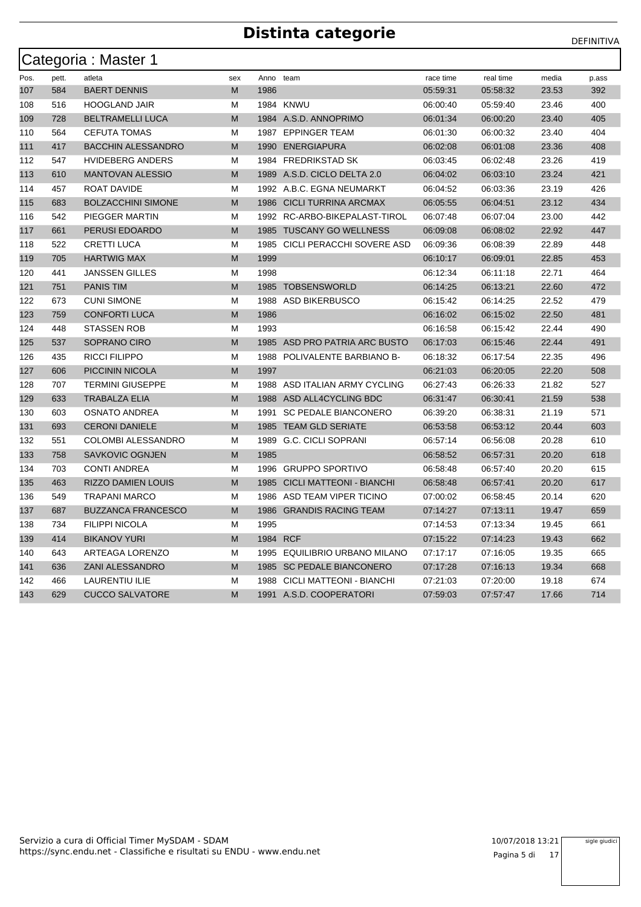# Distinta categorie

DEFINITIVA

## Categoria : Master 1

| Pos. | pett. | atleta | sex | Anno | team | race time | real time | media | p.ass |
|---|---|---|---|---|---|---|---|---|---|
| 107 | 584 | BAERT DENNIS | M | 1986 | | 05:59:31 | 05:58:32 | 23.53 | 392 |
| 108 | 516 | HOOGLAND JAIR | M | 1984 | KNWU | 06:00:40 | 05:59:40 | 23.46 | 400 |
| 109 | 728 | BELTRAMELLI LUCA | M | 1984 | A.S.D. ANNOPRIMO | 06:01:34 | 06:00:20 | 23.40 | 405 |
| 110 | 564 | CEFUTA TOMAS | M | 1987 | EPPINGER TEAM | 06:01:30 | 06:00:32 | 23.40 | 404 |
| 111 | 417 | BACCHIN ALESSANDRO | M | 1990 | ENERGIAPURA | 06:02:08 | 06:01:08 | 23.36 | 408 |
| 112 | 547 | HVIDEBERG ANDERS | M | 1984 | FREDRIKSTAD SK | 06:03:45 | 06:02:48 | 23.26 | 419 |
| 113 | 610 | MANTOVAN ALESSIO | M | 1989 | A.S.D. CICLO DELTA 2.0 | 06:04:02 | 06:03:10 | 23.24 | 421 |
| 114 | 457 | ROAT DAVIDE | M | 1992 | A.B.C. EGNA NEUMARKT | 06:04:52 | 06:03:36 | 23.19 | 426 |
| 115 | 683 | BOLZACCHINI SIMONE | M | 1986 | CICLI TURRINA ARCMAX | 06:05:55 | 06:04:51 | 23.12 | 434 |
| 116 | 542 | PIEGGER MARTIN | M | 1992 | RC-ARBO-BIKEPALAST-TIROL | 06:07:48 | 06:07:04 | 23.00 | 442 |
| 117 | 661 | PERUSI EDOARDO | M | 1985 | TUSCANY GO WELLNESS | 06:09:08 | 06:08:02 | 22.92 | 447 |
| 118 | 522 | CRETTI LUCA | M | 1985 | CICLI PERACCHI SOVERE ASD | 06:09:36 | 06:08:39 | 22.89 | 448 |
| 119 | 705 | HARTWIG MAX | M | 1999 | | 06:10:17 | 06:09:01 | 22.85 | 453 |
| 120 | 441 | JANSSEN GILLES | M | 1998 | | 06:12:34 | 06:11:18 | 22.71 | 464 |
| 121 | 751 | PANIS TIM | M | 1985 | TOBSENSWORLD | 06:14:25 | 06:13:21 | 22.60 | 472 |
| 122 | 673 | CUNI SIMONE | M | 1988 | ASD BIKERBUSCO | 06:15:42 | 06:14:25 | 22.52 | 479 |
| 123 | 759 | CONFORTI LUCA | M | 1986 | | 06:16:02 | 06:15:02 | 22.50 | 481 |
| 124 | 448 | STASSEN ROB | M | 1993 | | 06:16:58 | 06:15:42 | 22.44 | 490 |
| 125 | 537 | SOPRANO CIRO | M | 1985 | ASD PRO PATRIA ARC BUSTO | 06:17:03 | 06:15:46 | 22.44 | 491 |
| 126 | 435 | RICCI FILIPPO | M | 1988 | POLIVALENTE BARBIANO B- | 06:18:32 | 06:17:54 | 22.35 | 496 |
| 127 | 606 | PICCININ NICOLA | M | 1997 | | 06:21:03 | 06:20:05 | 22.20 | 508 |
| 128 | 707 | TERMINI GIUSEPPE | M | 1988 | ASD ITALIAN ARMY CYCLING | 06:27:43 | 06:26:33 | 21.82 | 527 |
| 129 | 633 | TRABALZA ELIA | M | 1988 | ASD ALL4CYCLING BDC | 06:31:47 | 06:30:41 | 21.59 | 538 |
| 130 | 603 | OSNATO ANDREA | M | 1991 | SC PEDALE BIANCONERO | 06:39:20 | 06:38:31 | 21.19 | 571 |
| 131 | 693 | CERONI DANIELE | M | 1985 | TEAM GLD SERIATE | 06:53:58 | 06:53:12 | 20.44 | 603 |
| 132 | 551 | COLOMBI ALESSANDRO | M | 1989 | G.C. CICLI SOPRANI | 06:57:14 | 06:56:08 | 20.28 | 610 |
| 133 | 758 | SAVKOVIC OGNJEN | M | 1985 | | 06:58:52 | 06:57:31 | 20.20 | 618 |
| 134 | 703 | CONTI ANDREA | M | 1996 | GRUPPO SPORTIVO | 06:58:48 | 06:57:40 | 20.20 | 615 |
| 135 | 463 | RIZZO DAMIEN LOUIS | M | 1985 | CICLI MATTEONI - BIANCHI | 06:58:48 | 06:57:41 | 20.20 | 617 |
| 136 | 549 | TRAPANI MARCO | M | 1986 | ASD TEAM VIPER TICINO | 07:00:02 | 06:58:45 | 20.14 | 620 |
| 137 | 687 | BUZZANCA FRANCESCO | M | 1986 | GRANDIS RACING TEAM | 07:14:27 | 07:13:11 | 19.47 | 659 |
| 138 | 734 | FILIPPI NICOLA | M | 1995 | | 07:14:53 | 07:13:34 | 19.45 | 661 |
| 139 | 414 | BIKANOV YURI | M | 1984 | RCF | 07:15:22 | 07:14:23 | 19.43 | 662 |
| 140 | 643 | ARTEAGA LORENZO | M | 1995 | EQUILIBRIO URBANO MILANO | 07:17:17 | 07:16:05 | 19.35 | 665 |
| 141 | 636 | ZANI ALESSANDRO | M | 1985 | SC PEDALE BIANCONERO | 07:17:28 | 07:16:13 | 19.34 | 668 |
| 142 | 466 | LAURENTIU ILIE | M | 1988 | CICLI MATTEONI - BIANCHI | 07:21:03 | 07:20:00 | 19.18 | 674 |
| 143 | 629 | CUCCO SALVATORE | M | 1991 | A.S.D. COOPERATORI | 07:59:03 | 07:57:47 | 17.66 | 714 |

Servizio a cura di Official Timer MySDAM - SDAM
https://sync.endu.net - Classifiche e risultati su ENDU - www.endu.net

10/07/2018 13:21

sigle giudici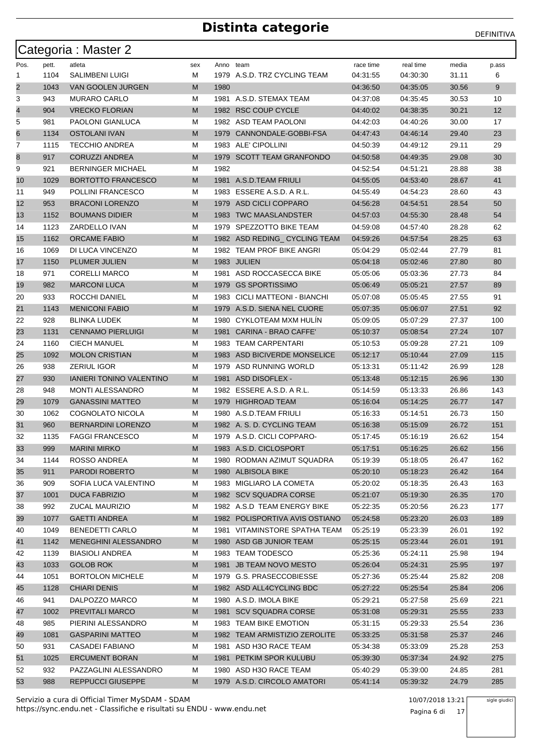# Distinta categorie

DEFINITIVA

## Categoria : Master 2

| Pos. | pett. | atleta | sex | Anno | team | race time | real time | media | p.ass |
|---|---|---|---|---|---|---|---|---|---|
| 1 | 1104 | SALIMBENI LUIGI | M | 1979 | A.S.D. TRZ CYCLING TEAM | 04:31:55 | 04:30:30 | 31.11 | 6 |
| 2 | 1043 | VAN GOOLEN JURGEN | M | 1980 | | 04:36:50 | 04:35:05 | 30.56 | 9 |
| 3 | 943 | MURARO CARLO | M | 1981 | A.S.D. STEMAX TEAM | 04:37:08 | 04:35:45 | 30.53 | 10 |
| 4 | 904 | VRECKO FLORIAN | M | 1982 | RSC COUP CYCLE | 04:40:02 | 04:38:35 | 30.21 | 12 |
| 5 | 981 | PAOLONI GIANLUCA | M | 1982 | ASD TEAM PAOLONI | 04:42:03 | 04:40:26 | 30.00 | 17 |
| 6 | 1134 | OSTOLANI IVAN | M | 1979 | CANNONDALE-GOBBI-FSA | 04:47:43 | 04:46:14 | 29.40 | 23 |
| 7 | 1115 | TECCHIO ANDREA | M | 1983 | ALE' CIPOLLINI | 04:50:39 | 04:49:12 | 29.11 | 29 |
| 8 | 917 | CORUZZI ANDREA | M | 1979 | SCOTT TEAM GRANFONDO | 04:50:58 | 04:49:35 | 29.08 | 30 |
| 9 | 921 | BERNINGER MICHAEL | M | 1982 | | 04:52:54 | 04:51:21 | 28.88 | 38 |
| 10 | 1029 | BORTOTTO FRANCESCO | M | 1981 | A.S.D.TEAM FRIULI | 04:55:05 | 04:53:40 | 28.67 | 41 |
| 11 | 949 | POLLINI FRANCESCO | M | 1983 | ESSERE A.S.D. A R.L. | 04:55:49 | 04:54:23 | 28.60 | 43 |
| 12 | 953 | BRACONI LORENZO | M | 1979 | ASD CICLI COPPARO | 04:56:28 | 04:54:51 | 28.54 | 50 |
| 13 | 1152 | BOUMANS DIDIER | M | 1983 | TWC MAASLANDSTER | 04:57:03 | 04:55:30 | 28.48 | 54 |
| 14 | 1123 | ZARDELLO IVAN | M | 1979 | SPEZZOTTO BIKE TEAM | 04:59:08 | 04:57:40 | 28.28 | 62 |
| 15 | 1162 | ORCAME FABIO | M | 1982 | ASD REDING_ CYCLING TEAM | 04:59:26 | 04:57:54 | 28.25 | 63 |
| 16 | 1069 | DI LUCA VINCENZO | M | 1982 | TEAM PROF BIKE ANGRI | 05:04:29 | 05:02:44 | 27.79 | 81 |
| 17 | 1150 | PLUMER JULIEN | M | 1983 | JULIEN | 05:04:18 | 05:02:46 | 27.80 | 80 |
| 18 | 971 | CORELLI MARCO | M | 1981 | ASD ROCCASECCA BIKE | 05:05:06 | 05:03:36 | 27.73 | 84 |
| 19 | 982 | MARCONI LUCA | M | 1979 | GS SPORTISSIMO | 05:06:49 | 05:05:21 | 27.57 | 89 |
| 20 | 933 | ROCCHI DANIEL | M | 1983 | CICLI MATTEONI - BIANCHI | 05:07:08 | 05:05:45 | 27.55 | 91 |
| 21 | 1143 | MENICONI FABIO | M | 1979 | A.S.D. SIENA NEL CUORE | 05:07:35 | 05:06:07 | 27.51 | 92 |
| 22 | 928 | BLINKA LUDEK | M | 1980 | CYKLOTEAM MXM HULÍN | 05:09:05 | 05:07:29 | 27.37 | 100 |
| 23 | 1131 | CENNAMO PIERLUIGI | M | 1981 | CARINA - BRAO CAFFE' | 05:10:37 | 05:08:54 | 27.24 | 107 |
| 24 | 1160 | CIECH MANUEL | M | 1983 | TEAM CARPENTARI | 05:10:53 | 05:09:28 | 27.21 | 109 |
| 25 | 1092 | MOLON CRISTIAN | M | 1983 | ASD BICIVERDE MONSELICE | 05:12:17 | 05:10:44 | 27.09 | 115 |
| 26 | 938 | ZERIUL IGOR | M | 1979 | ASD RUNNING WORLD | 05:13:31 | 05:11:42 | 26.99 | 128 |
| 27 | 930 | IANIERI TONINO VALENTINO | M | 1981 | ASD DISOFLEX - | 05:13:48 | 05:12:15 | 26.96 | 130 |
| 28 | 948 | MONTI ALESSANDRO | M | 1982 | ESSERE A.S.D. A R.L. | 05:14:59 | 05:13:33 | 26.86 | 143 |
| 29 | 1079 | GANASSINI MATTEO | M | 1979 | HIGHROAD TEAM | 05:16:04 | 05:14:25 | 26.77 | 147 |
| 30 | 1062 | COGNOLATO NICOLA | M | 1980 | A.S.D.TEAM FRIULI | 05:16:33 | 05:14:51 | 26.73 | 150 |
| 31 | 960 | BERNARDINI LORENZO | M | 1982 | A. S. D. CYCLING TEAM | 05:16:38 | 05:15:09 | 26.72 | 151 |
| 32 | 1135 | FAGGI FRANCESCO | M | 1979 | A.S.D. CICLI COPPARO- | 05:17:45 | 05:16:19 | 26.62 | 154 |
| 33 | 999 | MARINI MIRKO | M | 1983 | A.S.D. CICLOSPORT | 05:17:51 | 05:16:25 | 26.62 | 156 |
| 34 | 1144 | ROSSO ANDREA | M | 1980 | RODMAN AZIMUT SQUADRA | 05:19:39 | 05:18:05 | 26.47 | 162 |
| 35 | 911 | PARODI ROBERTO | M | 1980 | ALBISOLA BIKE | 05:20:10 | 05:18:23 | 26.42 | 164 |
| 36 | 909 | SOFIA LUCA VALENTINO | M | 1983 | MIGLIARO LA COMETA | 05:20:02 | 05:18:35 | 26.43 | 163 |
| 37 | 1001 | DUCA FABRIZIO | M | 1982 | SCV SQUADRA CORSE | 05:21:07 | 05:19:30 | 26.35 | 170 |
| 38 | 992 | ZUCAL MAURIZIO | M | 1982 | A.S.D TEAM ENERGY BIKE | 05:22:35 | 05:20:56 | 26.23 | 177 |
| 39 | 1077 | GAETTI ANDREA | M | 1982 | POLISPORTIVA AVIS OSTIANO | 05:24:58 | 05:23:20 | 26.03 | 189 |
| 40 | 1049 | BENEDETTI CARLO | M | 1981 | VITAMINSTORE SPATHA TEAM | 05:25:19 | 05:23:39 | 26.01 | 192 |
| 41 | 1142 | MENEGHINI ALESSANDRO | M | 1980 | ASD GB JUNIOR TEAM | 05:25:15 | 05:23:44 | 26.01 | 191 |
| 42 | 1139 | BIASIOLI ANDREA | M | 1983 | TEAM TODESCO | 05:25:36 | 05:24:11 | 25.98 | 194 |
| 43 | 1033 | GOLOB ROK | M | 1981 | JB TEAM NOVO MESTO | 05:26:04 | 05:24:31 | 25.95 | 197 |
| 44 | 1051 | BORTOLON MICHELE | M | 1979 | G.S. PRASECCOBIESSE | 05:27:36 | 05:25:44 | 25.82 | 208 |
| 45 | 1128 | CHIARI DENIS | M | 1982 | ASD ALL4CYCLING BDC | 05:27:22 | 05:25:54 | 25.84 | 206 |
| 46 | 941 | DALPOZZO MARCO | M | 1980 | A.S.D. IMOLA BIKE | 05:29:21 | 05:27:58 | 25.69 | 221 |
| 47 | 1002 | PREVITALI MARCO | M | 1981 | SCV SQUADRA CORSE | 05:31:08 | 05:29:31 | 25.55 | 233 |
| 48 | 985 | PIERINI ALESSANDRO | M | 1983 | TEAM BIKE EMOTION | 05:31:15 | 05:29:33 | 25.54 | 236 |
| 49 | 1081 | GASPARINI MATTEO | M | 1982 | TEAM ARMISTIZIO ZEROLITE | 05:33:25 | 05:31:58 | 25.37 | 246 |
| 50 | 931 | CASADEI FABIANO | M | 1981 | ASD H3O RACE TEAM | 05:34:38 | 05:33:09 | 25.28 | 253 |
| 51 | 1025 | ERCUMENT BORAN | M | 1981 | PETKIM SPOR KULUBU | 05:39:30 | 05:37:34 | 24.92 | 275 |
| 52 | 932 | PAZZAGLINI ALESSANDRO | M | 1980 | ASD H3O RACE TEAM | 05:40:29 | 05:39:00 | 24.85 | 281 |
| 53 | 988 | REPPUCCI GIUSEPPE | M | 1979 | A.S.D. CIRCOLO AMATORI | 05:41:14 | 05:39:32 | 24.79 | 285 |

Servizio a cura di Official Timer MySDAM - SDAM
https://sync.endu.net - Classifiche e risultati su ENDU - www.endu.net

10/07/2018 13:21

sigle giudici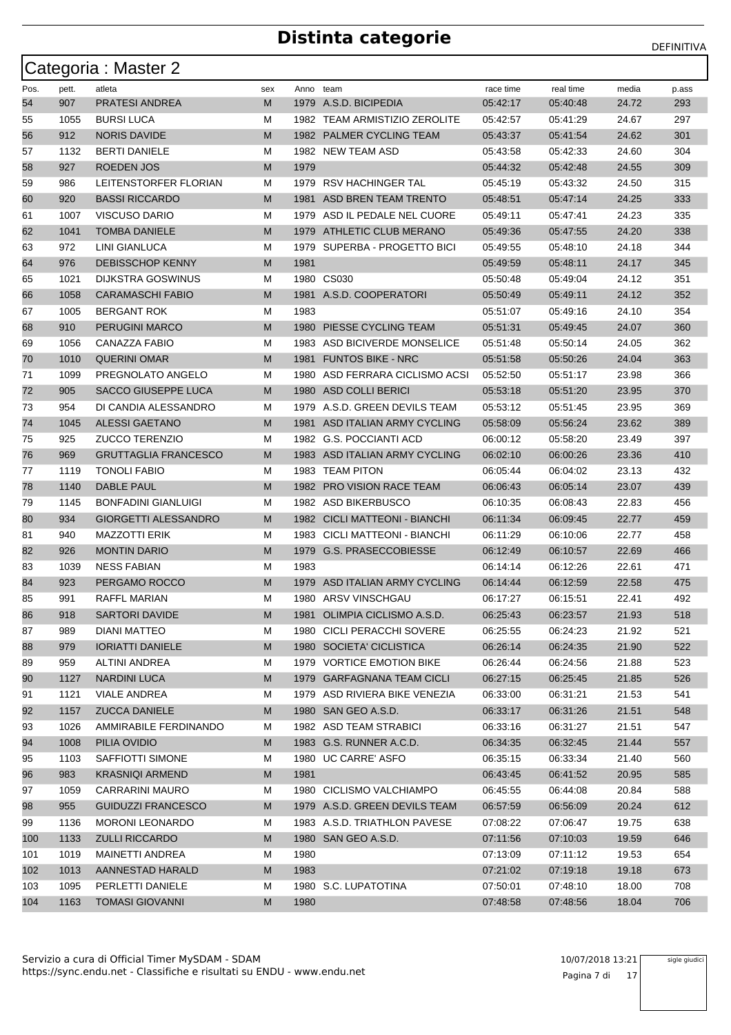# Distinta categorie

DEFINITIVA

## Categoria : Master 2

| Pos. | pett. | atleta | sex | Anno | team | race time | real time | media | p.ass |
|---|---|---|---|---|---|---|---|---|---|
| 54 | 907 | PRATESI ANDREA | M | 1979 | A.S.D. BICIPEDIA | 05:42:17 | 05:40:48 | 24.72 | 293 |
| 55 | 1055 | BURSI LUCA | M | 1982 | TEAM ARMISTIZIO ZEROLITE | 05:42:57 | 05:41:29 | 24.67 | 297 |
| 56 | 912 | NORIS DAVIDE | M | 1982 | PALMER CYCLING TEAM | 05:43:37 | 05:41:54 | 24.62 | 301 |
| 57 | 1132 | BERTI DANIELE | M | 1982 | NEW TEAM ASD | 05:43:58 | 05:42:33 | 24.60 | 304 |
| 58 | 927 | ROEDEN JOS | M | 1979 | | 05:44:32 | 05:42:48 | 24.55 | 309 |
| 59 | 986 | LEITENSTORFER FLORIAN | M | 1979 | RSV HACHINGER TAL | 05:45:19 | 05:43:32 | 24.50 | 315 |
| 60 | 920 | BASSI RICCARDO | M | 1981 | ASD BREN TEAM TRENTO | 05:48:51 | 05:47:14 | 24.25 | 333 |
| 61 | 1007 | VISCUSO DARIO | M | 1979 | ASD IL PEDALE NEL CUORE | 05:49:11 | 05:47:41 | 24.23 | 335 |
| 62 | 1041 | TOMBA DANIELE | M | 1979 | ATHLETIC CLUB MERANO | 05:49:36 | 05:47:55 | 24.20 | 338 |
| 63 | 972 | LINI GIANLUCA | M | 1979 | SUPERBA - PROGETTO BICI | 05:49:55 | 05:48:10 | 24.18 | 344 |
| 64 | 976 | DEBISSCHOP KENNY | M | 1981 | | 05:49:59 | 05:48:11 | 24.17 | 345 |
| 65 | 1021 | DIJKSTRA GOSWINUS | M | 1980 | CS030 | 05:50:48 | 05:49:04 | 24.12 | 351 |
| 66 | 1058 | CARAMASCHI FABIO | M | 1981 | A.S.D. COOPERATORI | 05:50:49 | 05:49:11 | 24.12 | 352 |
| 67 | 1005 | BERGANT ROK | M | 1983 | | 05:51:07 | 05:49:16 | 24.10 | 354 |
| 68 | 910 | PERUGINI MARCO | M | 1980 | PIESSE CYCLING TEAM | 05:51:31 | 05:49:45 | 24.07 | 360 |
| 69 | 1056 | CANAZZA FABIO | M | 1983 | ASD BICIVERDE MONSELICE | 05:51:48 | 05:50:14 | 24.05 | 362 |
| 70 | 1010 | QUERINI OMAR | M | 1981 | FUNTOS BIKE - NRC | 05:51:58 | 05:50:26 | 24.04 | 363 |
| 71 | 1099 | PREGNOLATO ANGELO | M | 1980 | ASD FERRARA CICLISMO ACSI | 05:52:50 | 05:51:17 | 23.98 | 366 |
| 72 | 905 | SACCO GIUSEPPE LUCA | M | 1980 | ASD COLLI BERICI | 05:53:18 | 05:51:20 | 23.95 | 370 |
| 73 | 954 | DI CANDIA ALESSANDRO | M | 1979 | A.S.D. GREEN DEVILS TEAM | 05:53:12 | 05:51:45 | 23.95 | 369 |
| 74 | 1045 | ALESSI GAETANO | M | 1981 | ASD ITALIAN ARMY CYCLING | 05:58:09 | 05:56:24 | 23.62 | 389 |
| 75 | 925 | ZUCCO TERENZIO | M | 1982 | G.S. POCCIANTI ACD | 06:00:12 | 05:58:20 | 23.49 | 397 |
| 76 | 969 | GRUTTAGLIA FRANCESCO | M | 1983 | ASD ITALIAN ARMY CYCLING | 06:02:10 | 06:00:26 | 23.36 | 410 |
| 77 | 1119 | TONOLI FABIO | M | 1983 | TEAM PITON | 06:05:44 | 06:04:02 | 23.13 | 432 |
| 78 | 1140 | DABLE PAUL | M | 1982 | PRO VISION RACE TEAM | 06:06:43 | 06:05:14 | 23.07 | 439 |
| 79 | 1145 | BONFADINI GIANLUIGI | M | 1982 | ASD BIKERBUSCO | 06:10:35 | 06:08:43 | 22.83 | 456 |
| 80 | 934 | GIORGETTI ALESSANDRO | M | 1982 | CICLI MATTEONI - BIANCHI | 06:11:34 | 06:09:45 | 22.77 | 459 |
| 81 | 940 | MAZZOTTI ERIK | M | 1983 | CICLI MATTEONI - BIANCHI | 06:11:29 | 06:10:06 | 22.77 | 458 |
| 82 | 926 | MONTIN DARIO | M | 1979 | G.S. PRASECCOBIESSE | 06:12:49 | 06:10:57 | 22.69 | 466 |
| 83 | 1039 | NESS FABIAN | M | 1983 | | 06:14:14 | 06:12:26 | 22.61 | 471 |
| 84 | 923 | PERGAMO ROCCO | M | 1979 | ASD ITALIAN ARMY CYCLING | 06:14:44 | 06:12:59 | 22.58 | 475 |
| 85 | 991 | RAFFL MARIAN | M | 1980 | ARSV VINSCHGAU | 06:17:27 | 06:15:51 | 22.41 | 492 |
| 86 | 918 | SARTORI DAVIDE | M | 1981 | OLIMPIA CICLISMO A.S.D. | 06:25:43 | 06:23:57 | 21.93 | 518 |
| 87 | 989 | DIANI MATTEO | M | 1980 | CICLI PERACCHI SOVERE | 06:25:55 | 06:24:23 | 21.92 | 521 |
| 88 | 979 | IORIATTI DANIELE | M | 1980 | SOCIETA' CICLISTICA | 06:26:14 | 06:24:35 | 21.90 | 522 |
| 89 | 959 | ALTINI ANDREA | M | 1979 | VORTICE EMOTION BIKE | 06:26:44 | 06:24:56 | 21.88 | 523 |
| 90 | 1127 | NARDINI LUCA | M | 1979 | GARFAGNANA TEAM CICLI | 06:27:15 | 06:25:45 | 21.85 | 526 |
| 91 | 1121 | VIALE ANDREA | M | 1979 | ASD RIVIERA BIKE VENEZIA | 06:33:00 | 06:31:21 | 21.53 | 541 |
| 92 | 1157 | ZUCCA DANIELE | M | 1980 | SAN GEO A.S.D. | 06:33:17 | 06:31:26 | 21.51 | 548 |
| 93 | 1026 | AMMIRABILE FERDINANDO | M | 1982 | ASD TEAM STRABICI | 06:33:16 | 06:31:27 | 21.51 | 547 |
| 94 | 1008 | PILIA OVIDIO | M | 1983 | G.S. RUNNER A.C.D. | 06:34:35 | 06:32:45 | 21.44 | 557 |
| 95 | 1103 | SAFFIOTTI SIMONE | M | 1980 | UC CARRE' ASFO | 06:35:15 | 06:33:34 | 21.40 | 560 |
| 96 | 983 | KRASNIQI ARMEND | M | 1981 | | 06:43:45 | 06:41:52 | 20.95 | 585 |
| 97 | 1059 | CARRARINI MAURO | M | 1980 | CICLISMO VALCHIAMPO | 06:45:55 | 06:44:08 | 20.84 | 588 |
| 98 | 955 | GUIDUZZI FRANCESCO | M | 1979 | A.S.D. GREEN DEVILS TEAM | 06:57:59 | 06:56:09 | 20.24 | 612 |
| 99 | 1136 | MORONI LEONARDO | M | 1983 | A.S.D. TRIATHLON PAVESE | 07:08:22 | 07:06:47 | 19.75 | 638 |
| 100 | 1133 | ZULLI RICCARDO | M | 1980 | SAN GEO A.S.D. | 07:11:56 | 07:10:03 | 19.59 | 646 |
| 101 | 1019 | MAINETTI ANDREA | M | 1980 | | 07:13:09 | 07:11:12 | 19.53 | 654 |
| 102 | 1013 | AANNESTAD HARALD | M | 1983 | | 07:21:02 | 07:19:18 | 19.18 | 673 |
| 103 | 1095 | PERLETTI DANIELE | M | 1980 | S.C. LUPATOTINA | 07:50:01 | 07:48:10 | 18.00 | 708 |
| 104 | 1163 | TOMASI GIOVANNI | M | 1980 | | 07:48:58 | 07:48:56 | 18.04 | 706 |

Servizio a cura di Official Timer MySDAM - SDAM
https://sync.endu.net - Classifiche e risultati su ENDU - www.endu.net

10/07/2018 13:21

sigle giudici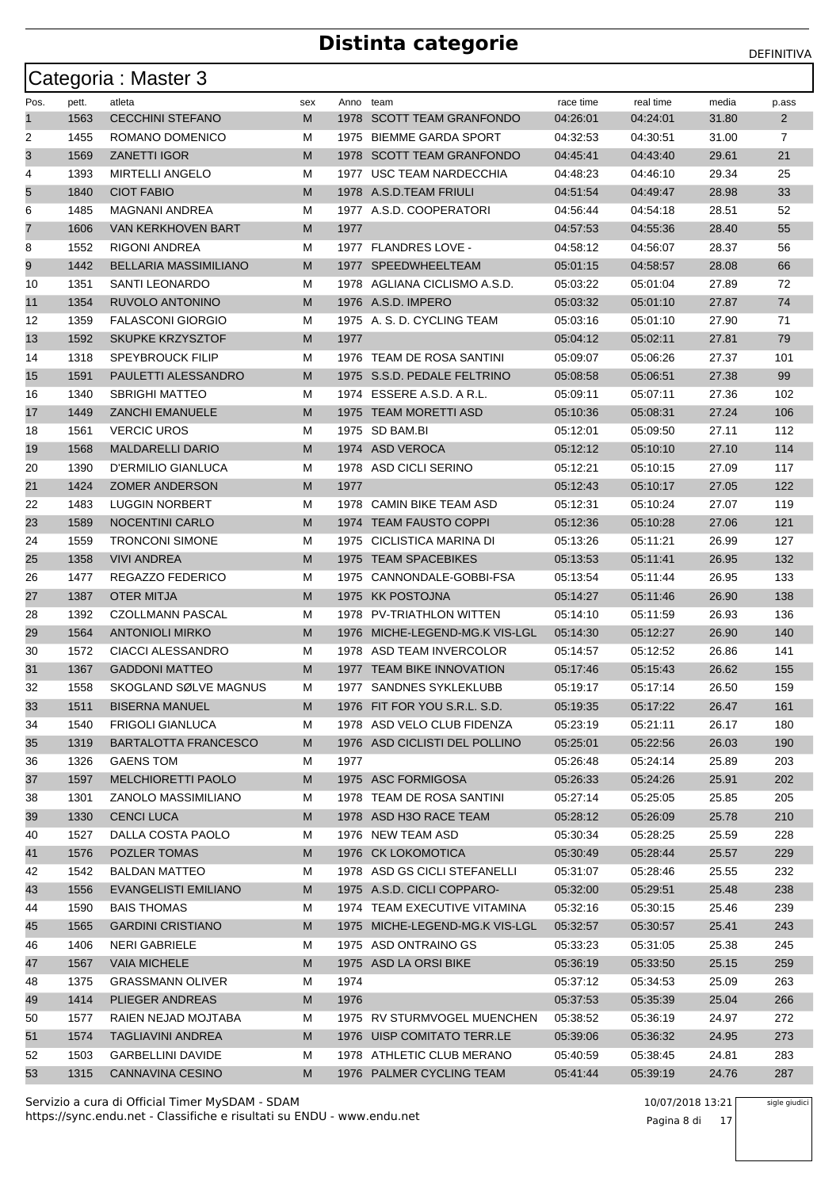# Distinta categorie

DEFINITIVA

## Categoria : Master 3

| Pos. | pett. | atleta | sex | Anno | team | race time | real time | media | p.ass |
|---|---|---|---|---|---|---|---|---|---|
| 1 | 1563 | CECCHINI STEFANO | M | 1978 | SCOTT TEAM GRANFONDO | 04:26:01 | 04:24:01 | 31.80 | 2 |
| 2 | 1455 | ROMANO DOMENICO | M | 1975 | BIEMME GARDA SPORT | 04:32:53 | 04:30:51 | 31.00 | 7 |
| 3 | 1569 | ZANETTI IGOR | M | 1978 | SCOTT TEAM GRANFONDO | 04:45:41 | 04:43:40 | 29.61 | 21 |
| 4 | 1393 | MIRTELLI ANGELO | M | 1977 | USC TEAM NARDECCHIA | 04:48:23 | 04:46:10 | 29.34 | 25 |
| 5 | 1840 | CIOT FABIO | M | 1978 | A.S.D.TEAM FRIULI | 04:51:54 | 04:49:47 | 28.98 | 33 |
| 6 | 1485 | MAGNANI ANDREA | M | 1977 | A.S.D. COOPERATORI | 04:56:44 | 04:54:18 | 28.51 | 52 |
| 7 | 1606 | VAN KERKHOVEN BART | M | 1977 | | 04:57:53 | 04:55:36 | 28.40 | 55 |
| 8 | 1552 | RIGONI ANDREA | M | 1977 | FLANDRES LOVE - | 04:58:12 | 04:56:07 | 28.37 | 56 |
| 9 | 1442 | BELLARIA MASSIMILIANO | M | 1977 | SPEEDWHEELTEAM | 05:01:15 | 04:58:57 | 28.08 | 66 |
| 10 | 1351 | SANTI LEONARDO | M | 1978 | AGLIANA CICLISMO A.S.D. | 05:03:22 | 05:01:04 | 27.89 | 72 |
| 11 | 1354 | RUVOLO ANTONINO | M | 1976 | A.S.D. IMPERO | 05:03:32 | 05:01:10 | 27.87 | 74 |
| 12 | 1359 | FALASCONI GIORGIO | M | 1975 | A. S. D. CYCLING TEAM | 05:03:16 | 05:01:10 | 27.90 | 71 |
| 13 | 1592 | SKUPKE KRZYSZTOF | M | 1977 | | 05:04:12 | 05:02:11 | 27.81 | 79 |
| 14 | 1318 | SPEYBROUCK FILIP | M | 1976 | TEAM DE ROSA SANTINI | 05:09:07 | 05:06:26 | 27.37 | 101 |
| 15 | 1591 | PAULETTI ALESSANDRO | M | 1975 | S.S.D. PEDALE FELTRINO | 05:08:58 | 05:06:51 | 27.38 | 99 |
| 16 | 1340 | SBRIGHI MATTEO | M | 1974 | ESSERE A.S.D. A R.L. | 05:09:11 | 05:07:11 | 27.36 | 102 |
| 17 | 1449 | ZANCHI EMANUELE | M | 1975 | TEAM MORETTI ASD | 05:10:36 | 05:08:31 | 27.24 | 106 |
| 18 | 1561 | VERCIC UROS | M | 1975 | SD BAM.BI | 05:12:01 | 05:09:50 | 27.11 | 112 |
| 19 | 1568 | MALDARELLI DARIO | M | 1974 | ASD VEROCA | 05:12:12 | 05:10:10 | 27.10 | 114 |
| 20 | 1390 | D'ERMILIO GIANLUCA | M | 1978 | ASD CICLI SERINO | 05:12:21 | 05:10:15 | 27.09 | 117 |
| 21 | 1424 | ZOMER ANDERSON | M | 1977 | | 05:12:43 | 05:10:17 | 27.05 | 122 |
| 22 | 1483 | LUGGIN NORBERT | M | 1978 | CAMIN BIKE TEAM ASD | 05:12:31 | 05:10:24 | 27.07 | 119 |
| 23 | 1589 | NOCENTINI CARLO | M | 1974 | TEAM FAUSTO COPPI | 05:12:36 | 05:10:28 | 27.06 | 121 |
| 24 | 1559 | TRONCONI SIMONE | M | 1975 | CICLISTICA MARINA DI | 05:13:26 | 05:11:21 | 26.99 | 127 |
| 25 | 1358 | VIVI ANDREA | M | 1975 | TEAM SPACEBIKES | 05:13:53 | 05:11:41 | 26.95 | 132 |
| 26 | 1477 | REGAZZO FEDERICO | M | 1975 | CANNONDALE-GOBBI-FSA | 05:13:54 | 05:11:44 | 26.95 | 133 |
| 27 | 1387 | OTER MITJA | M | 1975 | KK POSTOJNA | 05:14:27 | 05:11:46 | 26.90 | 138 |
| 28 | 1392 | CZOLLMANN PASCAL | M | 1978 | PV-TRIATHLON WITTEN | 05:14:10 | 05:11:59 | 26.93 | 136 |
| 29 | 1564 | ANTONIOLI MIRKO | M | 1976 | MICHE-LEGEND-MG.K VIS-LGL | 05:14:30 | 05:12:27 | 26.90 | 140 |
| 30 | 1572 | CIACCI ALESSANDRO | M | 1978 | ASD TEAM INVERCOLOR | 05:14:57 | 05:12:52 | 26.86 | 141 |
| 31 | 1367 | GADDONI MATTEO | M | 1977 | TEAM BIKE INNOVATION | 05:17:46 | 05:15:43 | 26.62 | 155 |
| 32 | 1558 | SKOGLAND SØLVE MAGNUS | M | 1977 | SANDNES SYKLEKLUBB | 05:19:17 | 05:17:14 | 26.50 | 159 |
| 33 | 1511 | BISERNA MANUEL | M | 1976 | FIT FOR YOU S.R.L. S.D. | 05:19:35 | 05:17:22 | 26.47 | 161 |
| 34 | 1540 | FRIGOLI GIANLUCA | M | 1978 | ASD VELO CLUB FIDENZA | 05:23:19 | 05:21:11 | 26.17 | 180 |
| 35 | 1319 | BARTALOTTA FRANCESCO | M | 1976 | ASD CICLISTI DEL POLLINO | 05:25:01 | 05:22:56 | 26.03 | 190 |
| 36 | 1326 | GAENS TOM | M | 1977 | | 05:26:48 | 05:24:14 | 25.89 | 203 |
| 37 | 1597 | MELCHIORETTI PAOLO | M | 1975 | ASC FORMIGOSA | 05:26:33 | 05:24:26 | 25.91 | 202 |
| 38 | 1301 | ZANOLO MASSIMILIANO | M | 1978 | TEAM DE ROSA SANTINI | 05:27:14 | 05:25:05 | 25.85 | 205 |
| 39 | 1330 | CENCI LUCA | M | 1978 | ASD H3O RACE TEAM | 05:28:12 | 05:26:09 | 25.78 | 210 |
| 40 | 1527 | DALLA COSTA PAOLO | M | 1976 | NEW TEAM ASD | 05:30:34 | 05:28:25 | 25.59 | 228 |
| 41 | 1576 | POZLER TOMAS | M | 1976 | CK LOKOMOTICA | 05:30:49 | 05:28:44 | 25.57 | 229 |
| 42 | 1542 | BALDAN MATTEO | M | 1978 | ASD GS CICLI STEFANELLI | 05:31:07 | 05:28:46 | 25.55 | 232 |
| 43 | 1556 | EVANGELISTI EMILIANO | M | 1975 | A.S.D. CICLI COPPARO- | 05:32:00 | 05:29:51 | 25.48 | 238 |
| 44 | 1590 | BAIS THOMAS | M | 1974 | TEAM EXECUTIVE VITAMINA | 05:32:16 | 05:30:15 | 25.46 | 239 |
| 45 | 1565 | GARDINI CRISTIANO | M | 1975 | MICHE-LEGEND-MG.K VIS-LGL | 05:32:57 | 05:30:57 | 25.41 | 243 |
| 46 | 1406 | NERI GABRIELE | M | 1975 | ASD ONTRAINO GS | 05:33:23 | 05:31:05 | 25.38 | 245 |
| 47 | 1567 | VAIA MICHELE | M | 1975 | ASD LA ORSI BIKE | 05:36:19 | 05:33:50 | 25.15 | 259 |
| 48 | 1375 | GRASSMANN OLIVER | M | 1974 | | 05:37:12 | 05:34:53 | 25.09 | 263 |
| 49 | 1414 | PLIEGER ANDREAS | M | 1976 | | 05:37:53 | 05:35:39 | 25.04 | 266 |
| 50 | 1577 | RAIEN NEJAD MOJTABA | M | 1975 | RV STURMVOGEL MUENCHEN | 05:38:52 | 05:36:19 | 24.97 | 272 |
| 51 | 1574 | TAGLIAVINI ANDREA | M | 1976 | UISP COMITATO TERR.LE | 05:39:06 | 05:36:32 | 24.95 | 273 |
| 52 | 1503 | GARBELLINI DAVIDE | M | 1978 | ATHLETIC CLUB MERANO | 05:40:59 | 05:38:45 | 24.81 | 283 |
| 53 | 1315 | CANNAVINA CESINO | M | 1976 | PALMER CYCLING TEAM | 05:41:44 | 05:39:19 | 24.76 | 287 |

Servizio a cura di Official Timer MySDAM - SDAM
https://sync.endu.net - Classifiche e risultati su ENDU - www.endu.net

10/07/2018 13:21

sigle giudici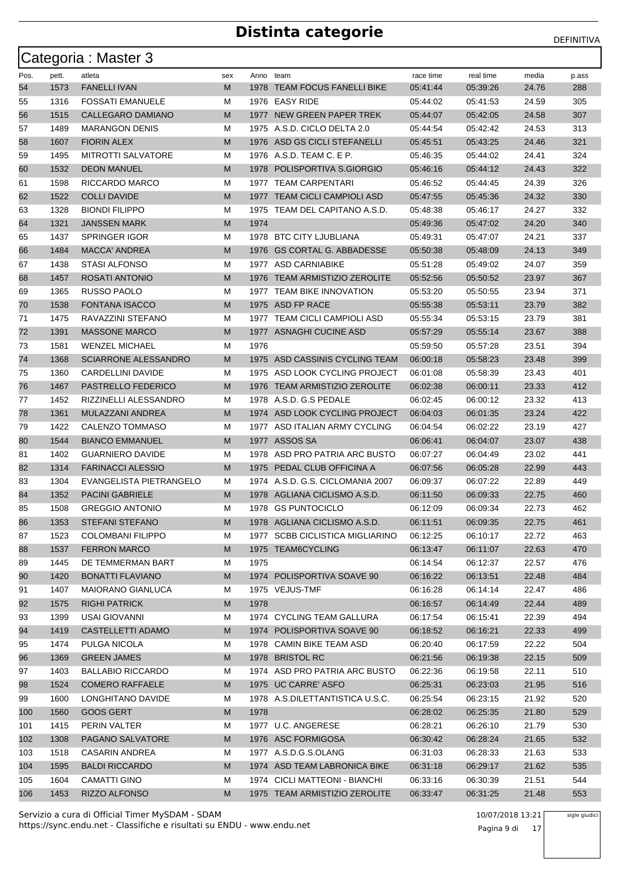# Distinta categorie

DEFINITIVA

## Categoria : Master 3

| Pos. | pett. | atleta | sex | Anno | team | race time | real time | media | p.ass |
|---|---|---|---|---|---|---|---|---|---|
| 54 | 1573 | FANELLI IVAN | M | 1978 | TEAM FOCUS FANELLI BIKE | 05:41:44 | 05:39:26 | 24.76 | 288 |
| 55 | 1316 | FOSSATI EMANUELE | M | 1976 | EASY RIDE | 05:44:02 | 05:41:53 | 24.59 | 305 |
| 56 | 1515 | CALLEGARO DAMIANO | M | 1977 | NEW GREEN PAPER TREK | 05:44:07 | 05:42:05 | 24.58 | 307 |
| 57 | 1489 | MARANGON DENIS | M | 1975 | A.S.D. CICLO DELTA 2.0 | 05:44:54 | 05:42:42 | 24.53 | 313 |
| 58 | 1607 | FIORIN ALEX | M | 1976 | ASD GS CICLI STEFANELLI | 05:45:51 | 05:43:25 | 24.46 | 321 |
| 59 | 1495 | MITROTTI SALVATORE | M | 1976 | A.S.D. TEAM C. E P. | 05:46:35 | 05:44:02 | 24.41 | 324 |
| 60 | 1532 | DEON MANUEL | M | 1978 | POLISPORTIVA S.GIORGIO | 05:46:16 | 05:44:12 | 24.43 | 322 |
| 61 | 1598 | RICCARDO MARCO | M | 1977 | TEAM CARPENTARI | 05:46:52 | 05:44:45 | 24.39 | 326 |
| 62 | 1522 | COLLI DAVIDE | M | 1977 | TEAM CICLI CAMPIOLI ASD | 05:47:55 | 05:45:36 | 24.32 | 330 |
| 63 | 1328 | BIONDI FILIPPO | M | 1975 | TEAM DEL CAPITANO A.S.D. | 05:48:38 | 05:46:17 | 24.27 | 332 |
| 64 | 1321 | JANSSEN MARK | M | 1974 | | 05:49:36 | 05:47:02 | 24.20 | 340 |
| 65 | 1437 | SPRINGER IGOR | M | 1978 | BTC CITY LJUBLIANA | 05:49:31 | 05:47:07 | 24.21 | 337 |
| 66 | 1484 | MACCA' ANDREA | M | 1976 | GS CORTAL G. ABBADESSE | 05:50:38 | 05:48:09 | 24.13 | 349 |
| 67 | 1438 | STASI ALFONSO | M | 1977 | ASD CARNIABIKE | 05:51:28 | 05:49:02 | 24.07 | 359 |
| 68 | 1457 | ROSATI ANTONIO | M | 1976 | TEAM ARMISTIZIO ZEROLITE | 05:52:56 | 05:50:52 | 23.97 | 367 |
| 69 | 1365 | RUSSO PAOLO | M | 1977 | TEAM BIKE INNOVATION | 05:53:20 | 05:50:55 | 23.94 | 371 |
| 70 | 1538 | FONTANA ISACCO | M | 1975 | ASD FP RACE | 05:55:38 | 05:53:11 | 23.79 | 382 |
| 71 | 1475 | RAVAZZINI STEFANO | M | 1977 | TEAM CICLI CAMPIOLI ASD | 05:55:34 | 05:53:15 | 23.79 | 381 |
| 72 | 1391 | MASSONE MARCO | M | 1977 | ASNAGHI CUCINE ASD | 05:57:29 | 05:55:14 | 23.67 | 388 |
| 73 | 1581 | WENZEL MICHAEL | M | 1976 | | 05:59:50 | 05:57:28 | 23.51 | 394 |
| 74 | 1368 | SCIARRONE ALESSANDRO | M | 1975 | ASD CASSINIS CYCLING TEAM | 06:00:18 | 05:58:23 | 23.48 | 399 |
| 75 | 1360 | CARDELLINI DAVIDE | M | 1975 | ASD LOOK CYCLING PROJECT | 06:01:08 | 05:58:39 | 23.43 | 401 |
| 76 | 1467 | PASTRELLO FEDERICO | M | 1976 | TEAM ARMISTIZIO ZEROLITE | 06:02:38 | 06:00:11 | 23.33 | 412 |
| 77 | 1452 | RIZZINELLI ALESSANDRO | M | 1978 | A.S.D. G.S PEDALE | 06:02:45 | 06:00:12 | 23.32 | 413 |
| 78 | 1361 | MULAZZANI ANDREA | M | 1974 | ASD LOOK CYCLING PROJECT | 06:04:03 | 06:01:35 | 23.24 | 422 |
| 79 | 1422 | CALENZO TOMMASO | M | 1977 | ASD ITALIAN ARMY CYCLING | 06:04:54 | 06:02:22 | 23.19 | 427 |
| 80 | 1544 | BIANCO EMMANUEL | M | 1977 | ASSOS SA | 06:06:41 | 06:04:07 | 23.07 | 438 |
| 81 | 1402 | GUARNIERO DAVIDE | M | 1978 | ASD PRO PATRIA ARC BUSTO | 06:07:27 | 06:04:49 | 23.02 | 441 |
| 82 | 1314 | FARINACCI ALESSIO | M | 1975 | PEDAL CLUB OFFICINA A | 06:07:56 | 06:05:28 | 22.99 | 443 |
| 83 | 1304 | EVANGELISTA PIETRANGELO | M | 1974 | A.S.D. G.S. CICLOMANIA 2007 | 06:09:37 | 06:07:22 | 22.89 | 449 |
| 84 | 1352 | PACINI GABRIELE | M | 1978 | AGLIANA CICLISMO A.S.D. | 06:11:50 | 06:09:33 | 22.75 | 460 |
| 85 | 1508 | GREGGIO ANTONIO | M | 1978 | GS PUNTOCICLO | 06:12:09 | 06:09:34 | 22.73 | 462 |
| 86 | 1353 | STEFANI STEFANO | M | 1978 | AGLIANA CICLISMO A.S.D. | 06:11:51 | 06:09:35 | 22.75 | 461 |
| 87 | 1523 | COLOMBANI FILIPPO | M | 1977 | SCBB CICLISTICA MIGLIARINO | 06:12:25 | 06:10:17 | 22.72 | 463 |
| 88 | 1537 | FERRON MARCO | M | 1975 | TEAM6CYCLING | 06:13:47 | 06:11:07 | 22.63 | 470 |
| 89 | 1445 | DE TEMMERMAN BART | M | 1975 | | 06:14:54 | 06:12:37 | 22.57 | 476 |
| 90 | 1420 | BONATTI FLAVIANO | M | 1974 | POLISPORTIVA SOAVE 90 | 06:16:22 | 06:13:51 | 22.48 | 484 |
| 91 | 1407 | MAIORANO GIANLUCA | M | 1975 | VEJUS-TMF | 06:16:28 | 06:14:14 | 22.47 | 486 |
| 92 | 1575 | RIGHI PATRICK | M | 1978 | | 06:16:57 | 06:14:49 | 22.44 | 489 |
| 93 | 1399 | USAI GIOVANNI | M | 1974 | CYCLING TEAM GALLURA | 06:17:54 | 06:15:41 | 22.39 | 494 |
| 94 | 1419 | CASTELLETTI ADAMO | M | 1974 | POLISPORTIVA SOAVE 90 | 06:18:52 | 06:16:21 | 22.33 | 499 |
| 95 | 1474 | PULGA NICOLA | M | 1978 | CAMIN BIKE TEAM ASD | 06:20:40 | 06:17:59 | 22.22 | 504 |
| 96 | 1369 | GREEN JAMES | M | 1978 | BRISTOL RC | 06:21:56 | 06:19:38 | 22.15 | 509 |
| 97 | 1403 | BALLABIO RICCARDO | M | 1974 | ASD PRO PATRIA ARC BUSTO | 06:22:36 | 06:19:58 | 22.11 | 510 |
| 98 | 1524 | COMERO RAFFAELE | M | 1975 | UC CARRE' ASFO | 06:25:31 | 06:23:03 | 21.95 | 516 |
| 99 | 1600 | LONGHITANO DAVIDE | M | 1978 | A.S.DILETTANTISTICA U.S.C. | 06:25:54 | 06:23:15 | 21.92 | 520 |
| 100 | 1560 | GOOS GERT | M | 1978 | | 06:28:02 | 06:25:35 | 21.80 | 529 |
| 101 | 1415 | PERIN VALTER | M | 1977 | U.C. ANGERESE | 06:28:21 | 06:26:10 | 21.79 | 530 |
| 102 | 1308 | PAGANO SALVATORE | M | 1976 | ASC FORMIGOSA | 06:30:42 | 06:28:24 | 21.65 | 532 |
| 103 | 1518 | CASARIN ANDREA | M | 1977 | A.S.D.G.S.OLANG | 06:31:03 | 06:28:33 | 21.63 | 533 |
| 104 | 1595 | BALDI RICCARDO | M | 1974 | ASD TEAM LABRONICA BIKE | 06:31:18 | 06:29:17 | 21.62 | 535 |
| 105 | 1604 | CAMATTI GINO | M | 1974 | CICLI MATTEONI - BIANCHI | 06:33:16 | 06:30:39 | 21.51 | 544 |
| 106 | 1453 | RIZZO ALFONSO | M | 1975 | TEAM ARMISTIZIO ZEROLITE | 06:33:47 | 06:31:25 | 21.48 | 553 |

Servizio a cura di Official Timer MySDAM - SDAM
https://sync.endu.net - Classifiche e risultati su ENDU - www.endu.net

10/07/2018 13:21

sigle giudici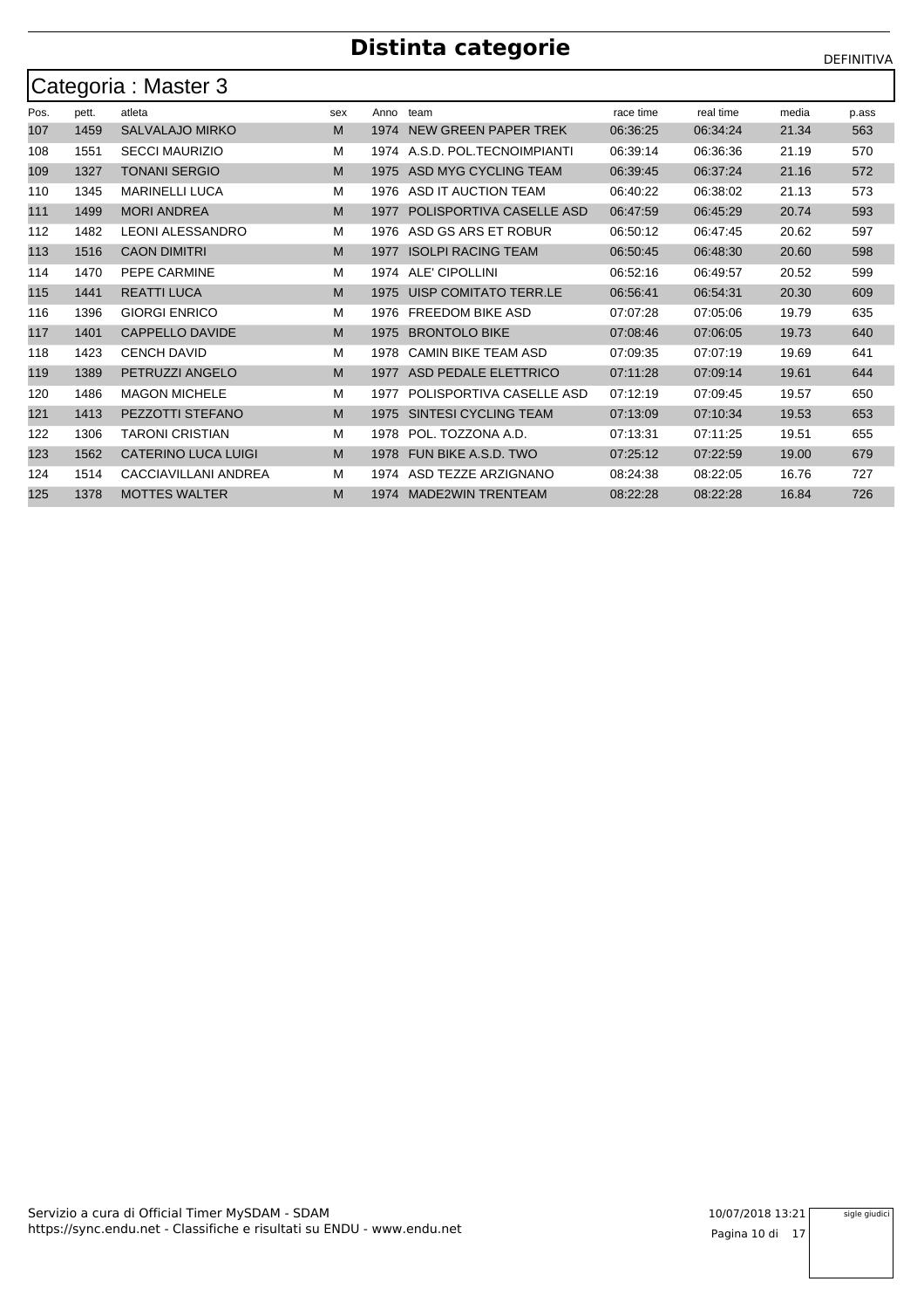# Distinta categorie

DEFINITIVA

## Categoria : Master 3

| Pos. | pett. | atleta | sex | Anno | team | race time | real time | media | p.ass |
|---|---|---|---|---|---|---|---|---|---|
| 107 | 1459 | SALVALAJO MIRKO | M | 1974 | NEW GREEN PAPER TREK | 06:36:25 | 06:34:24 | 21.34 | 563 |
| 108 | 1551 | SECCI MAURIZIO | M | 1974 | A.S.D. POL.TECNOIMPIANTI | 06:39:14 | 06:36:36 | 21.19 | 570 |
| 109 | 1327 | TONANI SERGIO | M | 1975 | ASD MYG CYCLING TEAM | 06:39:45 | 06:37:24 | 21.16 | 572 |
| 110 | 1345 | MARINELLI LUCA | M | 1976 | ASD IT AUCTION TEAM | 06:40:22 | 06:38:02 | 21.13 | 573 |
| 111 | 1499 | MORI ANDREA | M | 1977 | POLISPORTIVA CASELLE ASD | 06:47:59 | 06:45:29 | 20.74 | 593 |
| 112 | 1482 | LEONI ALESSANDRO | M | 1976 | ASD GS ARS ET ROBUR | 06:50:12 | 06:47:45 | 20.62 | 597 |
| 113 | 1516 | CAON DIMITRI | M | 1977 | ISOLPI RACING TEAM | 06:50:45 | 06:48:30 | 20.60 | 598 |
| 114 | 1470 | PEPE CARMINE | M | 1974 | ALE' CIPOLLINI | 06:52:16 | 06:49:57 | 20.52 | 599 |
| 115 | 1441 | REATTI LUCA | M | 1975 | UISP COMITATO TERR.LE | 06:56:41 | 06:54:31 | 20.30 | 609 |
| 116 | 1396 | GIORGI ENRICO | M | 1976 | FREEDOM BIKE ASD | 07:07:28 | 07:05:06 | 19.79 | 635 |
| 117 | 1401 | CAPPELLO DAVIDE | M | 1975 | BRONTOLO BIKE | 07:08:46 | 07:06:05 | 19.73 | 640 |
| 118 | 1423 | CENCH DAVID | M | 1978 | CAMIN BIKE TEAM ASD | 07:09:35 | 07:07:19 | 19.69 | 641 |
| 119 | 1389 | PETRUZZI ANGELO | M | 1977 | ASD PEDALE ELETTRICO | 07:11:28 | 07:09:14 | 19.61 | 644 |
| 120 | 1486 | MAGON MICHELE | M | 1977 | POLISPORTIVA CASELLE ASD | 07:12:19 | 07:09:45 | 19.57 | 650 |
| 121 | 1413 | PEZZOTTI STEFANO | M | 1975 | SINTESI CYCLING TEAM | 07:13:09 | 07:10:34 | 19.53 | 653 |
| 122 | 1306 | TARONI CRISTIAN | M | 1978 | POL. TOZZONA A.D. | 07:13:31 | 07:11:25 | 19.51 | 655 |
| 123 | 1562 | CATERINO LUCA LUIGI | M | 1978 | FUN BIKE A.S.D. TWO | 07:25:12 | 07:22:59 | 19.00 | 679 |
| 124 | 1514 | CACCIAVILLANI ANDREA | M | 1974 | ASD TEZZE ARZIGNANO | 08:24:38 | 08:22:05 | 16.76 | 727 |
| 125 | 1378 | MOTTES WALTER | M | 1974 | MADE2WIN TRENTEAM | 08:22:28 | 08:22:28 | 16.84 | 726 |

Servizio a cura di Official Timer MySDAM - SDAM
https://sync.endu.net - Classifiche e risultati su ENDU - www.endu.net

10/07/2018 13:21

sigle giudici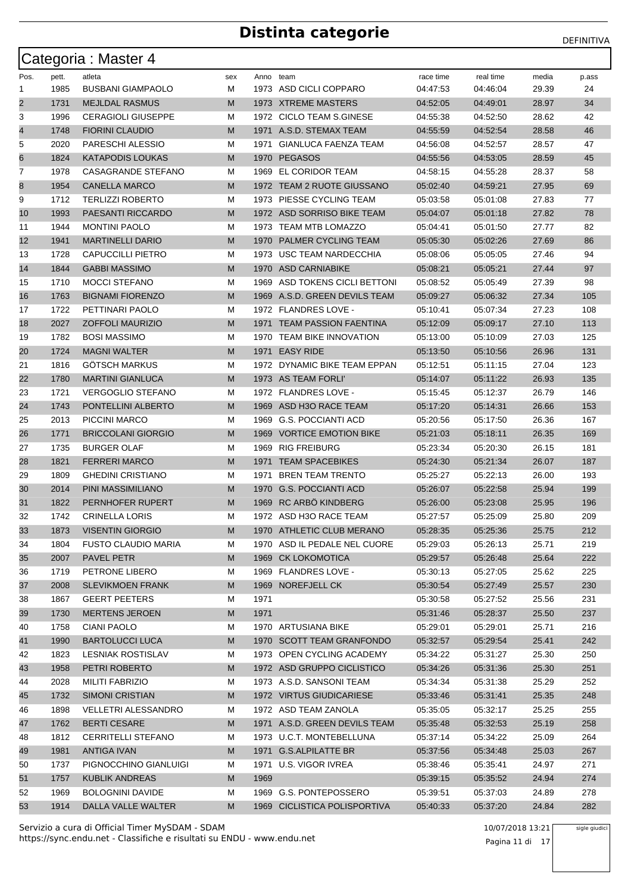# Distinta categorie

DEFINITIVA

## Categoria : Master 4

| Pos. | pett. | atleta | sex | Anno | team | race time | real time | media | p.ass |
|---|---|---|---|---|---|---|---|---|---|
| 1 | 1985 | BUSBANI GIAMPAOLO | M | 1973 | ASD CICLI COPPARO | 04:47:53 | 04:46:04 | 29.39 | 24 |
| 2 | 1731 | MEJLDAL RASMUS | M | 1973 | XTREME MASTERS | 04:52:05 | 04:49:01 | 28.97 | 34 |
| 3 | 1996 | CERAGIOLI GIUSEPPE | M | 1972 | CICLO TEAM S.GINESE | 04:55:38 | 04:52:50 | 28.62 | 42 |
| 4 | 1748 | FIORINI CLAUDIO | M | 1971 | A.S.D. STEMAX TEAM | 04:55:59 | 04:52:54 | 28.58 | 46 |
| 5 | 2020 | PARESCHI ALESSIO | M | 1971 | GIANLUCA FAENZA TEAM | 04:56:08 | 04:52:57 | 28.57 | 47 |
| 6 | 1824 | KATAPODIS LOUKAS | M | 1970 | PEGASOS | 04:55:56 | 04:53:05 | 28.59 | 45 |
| 7 | 1978 | CASAGRANDE STEFANO | M | 1969 | EL CORIDOR TEAM | 04:58:15 | 04:55:28 | 28.37 | 58 |
| 8 | 1954 | CANELLA MARCO | M | 1972 | TEAM 2 RUOTE GIUSSANO | 05:02:40 | 04:59:21 | 27.95 | 69 |
| 9 | 1712 | TERLIZZI ROBERTO | M | 1973 | PIESSE CYCLING TEAM | 05:03:58 | 05:01:08 | 27.83 | 77 |
| 10 | 1993 | PAESANTI RICCARDO | M | 1972 | ASD SORRISO BIKE TEAM | 05:04:07 | 05:01:18 | 27.82 | 78 |
| 11 | 1944 | MONTINI PAOLO | M | 1973 | TEAM MTB LOMAZZO | 05:04:41 | 05:01:50 | 27.77 | 82 |
| 12 | 1941 | MARTINELLI DARIO | M | 1970 | PALMER CYCLING TEAM | 05:05:30 | 05:02:26 | 27.69 | 86 |
| 13 | 1728 | CAPUCCILLI PIETRO | M | 1973 | USC TEAM NARDECCHIA | 05:08:06 | 05:05:05 | 27.46 | 94 |
| 14 | 1844 | GABBI MASSIMO | M | 1970 | ASD CARNIABIKE | 05:08:21 | 05:05:21 | 27.44 | 97 |
| 15 | 1710 | MOCCI STEFANO | M | 1969 | ASD TOKENS CICLI BETTONI | 05:08:52 | 05:05:49 | 27.39 | 98 |
| 16 | 1763 | BIGNAMI FIORENZO | M | 1969 | A.S.D. GREEN DEVILS TEAM | 05:09:27 | 05:06:32 | 27.34 | 105 |
| 17 | 1722 | PETTINARI PAOLO | M | 1972 | FLANDRES LOVE - | 05:10:41 | 05:07:34 | 27.23 | 108 |
| 18 | 2027 | ZOFFOLI MAURIZIO | M | 1971 | TEAM PASSION FAENTINA | 05:12:09 | 05:09:17 | 27.10 | 113 |
| 19 | 1782 | BOSI MASSIMO | M | 1970 | TEAM BIKE INNOVATION | 05:13:00 | 05:10:09 | 27.03 | 125 |
| 20 | 1724 | MAGNI WALTER | M | 1971 | EASY RIDE | 05:13:50 | 05:10:56 | 26.96 | 131 |
| 21 | 1816 | GÖTSCH MARKUS | M | 1972 | DYNAMIC BIKE TEAM EPPAN | 05:12:51 | 05:11:15 | 27.04 | 123 |
| 22 | 1780 | MARTINI GIANLUCA | M | 1973 | AS TEAM FORLI' | 05:14:07 | 05:11:22 | 26.93 | 135 |
| 23 | 1721 | VERGOGLIO STEFANO | M | 1972 | FLANDRES LOVE - | 05:15:45 | 05:12:37 | 26.79 | 146 |
| 24 | 1743 | PONTELLINI ALBERTO | M | 1969 | ASD H3O RACE TEAM | 05:17:20 | 05:14:31 | 26.66 | 153 |
| 25 | 2013 | PICCINI MARCO | M | 1969 | G.S. POCCIANTI ACD | 05:20:56 | 05:17:50 | 26.36 | 167 |
| 26 | 1771 | BRICCOLANI GIORGIO | M | 1969 | VORTICE EMOTION BIKE | 05:21:03 | 05:18:11 | 26.35 | 169 |
| 27 | 1735 | BURGER OLAF | M | 1969 | RIG FREIBURG | 05:23:34 | 05:20:30 | 26.15 | 181 |
| 28 | 1821 | FERRERI MARCO | M | 1971 | TEAM SPACEBIKES | 05:24:30 | 05:21:34 | 26.07 | 187 |
| 29 | 1809 | GHEDINI CRISTIANO | M | 1971 | BREN TEAM TRENTO | 05:25:27 | 05:22:13 | 26.00 | 193 |
| 30 | 2014 | PINI MASSIMILIANO | M | 1970 | G.S. POCCIANTI ACD | 05:26:07 | 05:22:58 | 25.94 | 199 |
| 31 | 1822 | PERNHOFER RUPERT | M | 1969 | RC ARBÖ KINDBERG | 05:26:00 | 05:23:08 | 25.95 | 196 |
| 32 | 1742 | CRINELLA LORIS | M | 1972 | ASD H3O RACE TEAM | 05:27:57 | 05:25:09 | 25.80 | 209 |
| 33 | 1873 | VISENTIN GIORGIO | M | 1970 | ATHLETIC CLUB MERANO | 05:28:35 | 05:25:36 | 25.75 | 212 |
| 34 | 1804 | FUSTO CLAUDIO MARIA | M | 1970 | ASD IL PEDALE NEL CUORE | 05:29:03 | 05:26:13 | 25.71 | 219 |
| 35 | 2007 | PAVEL PETR | M | 1969 | CK LOKOMOTICA | 05:29:57 | 05:26:48 | 25.64 | 222 |
| 36 | 1719 | PETRONE LIBERO | M | 1969 | FLANDRES LOVE - | 05:30:13 | 05:27:05 | 25.62 | 225 |
| 37 | 2008 | SLEVIKMOEN FRANK | M | 1969 | NOREFJELL CK | 05:30:54 | 05:27:49 | 25.57 | 230 |
| 38 | 1867 | GEERT PEETERS | M | 1971 | | 05:30:58 | 05:27:52 | 25.56 | 231 |
| 39 | 1730 | MERTENS JEROEN | M | 1971 | | 05:31:46 | 05:28:37 | 25.50 | 237 |
| 40 | 1758 | CIANI PAOLO | M | 1970 | ARTUSIANA BIKE | 05:29:01 | 05:29:01 | 25.71 | 216 |
| 41 | 1990 | BARTOLUCCI LUCA | M | 1970 | SCOTT TEAM GRANFONDO | 05:32:57 | 05:29:54 | 25.41 | 242 |
| 42 | 1823 | LESNIAK ROSTISLAV | M | 1973 | OPEN CYCLING ACADEMY | 05:34:22 | 05:31:27 | 25.30 | 250 |
| 43 | 1958 | PETRI ROBERTO | M | 1972 | ASD GRUPPO CICLISTICO | 05:34:26 | 05:31:36 | 25.30 | 251 |
| 44 | 2028 | MILITI FABRIZIO | M | 1973 | A.S.D. SANSONI TEAM | 05:34:34 | 05:31:38 | 25.29 | 252 |
| 45 | 1732 | SIMONI CRISTIAN | M | 1972 | VIRTUS GIUDICARIESE | 05:33:46 | 05:31:41 | 25.35 | 248 |
| 46 | 1898 | VELLETRI ALESSANDRO | M | 1972 | ASD TEAM ZANOLA | 05:35:05 | 05:32:17 | 25.25 | 255 |
| 47 | 1762 | BERTI CESARE | M | 1971 | A.S.D. GREEN DEVILS TEAM | 05:35:48 | 05:32:53 | 25.19 | 258 |
| 48 | 1812 | CERRITELLI STEFANO | M | 1973 | U.C.T. MONTEBELLUNA | 05:37:14 | 05:34:22 | 25.09 | 264 |
| 49 | 1981 | ANTIGA IVAN | M | 1971 | G.S.ALPILATTE BR | 05:37:56 | 05:34:48 | 25.03 | 267 |
| 50 | 1737 | PIGNOCCHINO GIANLUIGI | M | 1971 | U.S. VIGOR IVREA | 05:38:46 | 05:35:41 | 24.97 | 271 |
| 51 | 1757 | KUBLIK ANDREAS | M | 1969 | | 05:39:15 | 05:35:52 | 24.94 | 274 |
| 52 | 1969 | BOLOGNINI DAVIDE | M | 1969 | G.S. PONTEPOSSERO | 05:39:51 | 05:37:03 | 24.89 | 278 |
| 53 | 1914 | DALLA VALLE WALTER | M | 1969 | CICLISTICA POLISPORTIVA | 05:40:33 | 05:37:20 | 24.84 | 282 |

Servizio a cura di Official Timer MySDAM - SDAM
https://sync.endu.net - Classifiche e risultati su ENDU - www.endu.net

10/07/2018 13:21

sigle giudici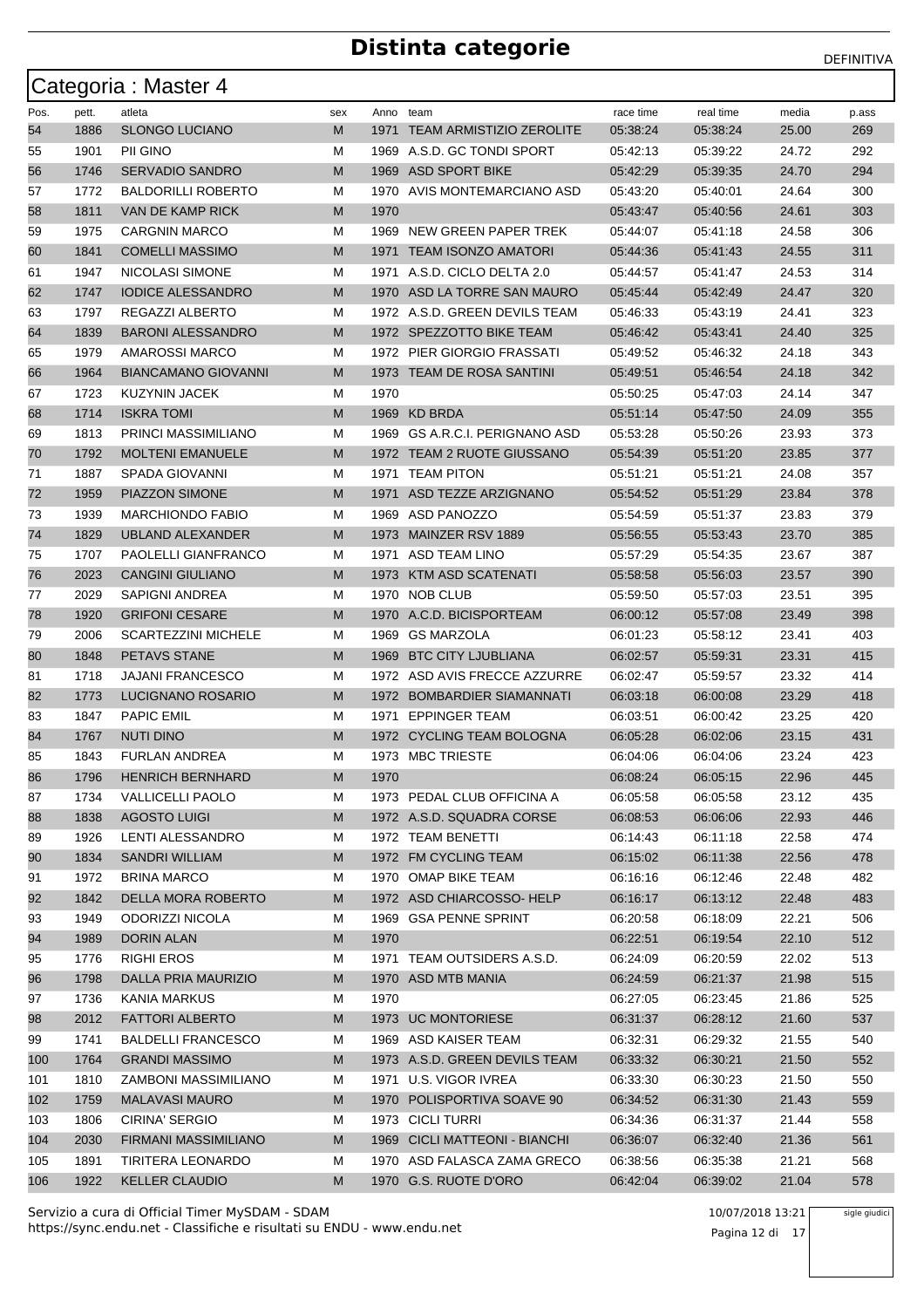# Distinta categorie

DEFINITIVA

## Categoria : Master 4

| Pos. | pett. | atleta | sex | Anno | team | race time | real time | media | p.ass |
|---|---|---|---|---|---|---|---|---|---|
| 54 | 1886 | SLONGO LUCIANO | M | 1971 | TEAM ARMISTIZIO ZEROLITE | 05:38:24 | 05:38:24 | 25.00 | 269 |
| 55 | 1901 | PII GINO | M | 1969 | A.S.D. GC TONDI SPORT | 05:42:13 | 05:39:22 | 24.72 | 292 |
| 56 | 1746 | SERVADIO SANDRO | M | 1969 | ASD SPORT BIKE | 05:42:29 | 05:39:35 | 24.70 | 294 |
| 57 | 1772 | BALDORILLI ROBERTO | M | 1970 | AVIS MONTEMARCIANO ASD | 05:43:20 | 05:40:01 | 24.64 | 300 |
| 58 | 1811 | VAN DE KAMP RICK | M | 1970 | | 05:43:47 | 05:40:56 | 24.61 | 303 |
| 59 | 1975 | CARGNIN MARCO | M | 1969 | NEW GREEN PAPER TREK | 05:44:07 | 05:41:18 | 24.58 | 306 |
| 60 | 1841 | COMELLI MASSIMO | M | 1971 | TEAM ISONZO AMATORI | 05:44:36 | 05:41:43 | 24.55 | 311 |
| 61 | 1947 | NICOLASI SIMONE | M | 1971 | A.S.D. CICLO DELTA 2.0 | 05:44:57 | 05:41:47 | 24.53 | 314 |
| 62 | 1747 | IODICE ALESSANDRO | M | 1970 | ASD LA TORRE SAN MAURO | 05:45:44 | 05:42:49 | 24.47 | 320 |
| 63 | 1797 | REGAZZI ALBERTO | M | 1972 | A.S.D. GREEN DEVILS TEAM | 05:46:33 | 05:43:19 | 24.41 | 323 |
| 64 | 1839 | BARONI ALESSANDRO | M | 1972 | SPEZZOTTO BIKE TEAM | 05:46:42 | 05:43:41 | 24.40 | 325 |
| 65 | 1979 | AMAROSSI MARCO | M | 1972 | PIER GIORGIO FRASSATI | 05:49:52 | 05:46:32 | 24.18 | 343 |
| 66 | 1964 | BIANCAMANO GIOVANNI | M | 1973 | TEAM DE ROSA SANTINI | 05:49:51 | 05:46:54 | 24.18 | 342 |
| 67 | 1723 | KUZYNIN JACEK | M | 1970 | | 05:50:25 | 05:47:03 | 24.14 | 347 |
| 68 | 1714 | ISKRA TOMI | M | 1969 | KD BRDA | 05:51:14 | 05:47:50 | 24.09 | 355 |
| 69 | 1813 | PRINCI MASSIMILIANO | M | 1969 | GS A.R.C.I. PERIGNANO ASD | 05:53:28 | 05:50:26 | 23.93 | 373 |
| 70 | 1792 | MOLTENI EMANUELE | M | 1972 | TEAM 2 RUOTE GIUSSANO | 05:54:39 | 05:51:20 | 23.85 | 377 |
| 71 | 1887 | SPADA GIOVANNI | M | 1971 | TEAM PITON | 05:51:21 | 05:51:21 | 24.08 | 357 |
| 72 | 1959 | PIAZZON SIMONE | M | 1971 | ASD TEZZE ARZIGNANO | 05:54:52 | 05:51:29 | 23.84 | 378 |
| 73 | 1939 | MARCHIONDO FABIO | M | 1969 | ASD PANOZZO | 05:54:59 | 05:51:37 | 23.83 | 379 |
| 74 | 1829 | UBLAND ALEXANDER | M | 1973 | MAINZER RSV 1889 | 05:56:55 | 05:53:43 | 23.70 | 385 |
| 75 | 1707 | PAOLELLI GIANFRANCO | M | 1971 | ASD TEAM LINO | 05:57:29 | 05:54:35 | 23.67 | 387 |
| 76 | 2023 | CANGINI GIULIANO | M | 1973 | KTM ASD SCATENATI | 05:58:58 | 05:56:03 | 23.57 | 390 |
| 77 | 2029 | SAPIGNI ANDREA | M | 1970 | NOB CLUB | 05:59:50 | 05:57:03 | 23.51 | 395 |
| 78 | 1920 | GRIFONI CESARE | M | 1970 | A.C.D. BICISPORTEAM | 06:00:12 | 05:57:08 | 23.49 | 398 |
| 79 | 2006 | SCARTEZZINI MICHELE | M | 1969 | GS MARZOLA | 06:01:23 | 05:58:12 | 23.41 | 403 |
| 80 | 1848 | PETAVS STANE | M | 1969 | BTC CITY LJUBLIANA | 06:02:57 | 05:59:31 | 23.31 | 415 |
| 81 | 1718 | JAJANI FRANCESCO | M | 1972 | ASD AVIS FRECCE AZZURRE | 06:02:47 | 05:59:57 | 23.32 | 414 |
| 82 | 1773 | LUCIGNANO ROSARIO | M | 1972 | BOMBARDIER SIAMANNATI | 06:03:18 | 06:00:08 | 23.29 | 418 |
| 83 | 1847 | PAPIC EMIL | M | 1971 | EPPINGER TEAM | 06:03:51 | 06:00:42 | 23.25 | 420 |
| 84 | 1767 | NUTI DINO | M | 1972 | CYCLING TEAM BOLOGNA | 06:05:28 | 06:02:06 | 23.15 | 431 |
| 85 | 1843 | FURLAN ANDREA | M | 1973 | MBC TRIESTE | 06:04:06 | 06:04:06 | 23.24 | 423 |
| 86 | 1796 | HENRICH BERNHARD | M | 1970 | | 06:08:24 | 06:05:15 | 22.96 | 445 |
| 87 | 1734 | VALLICELLI PAOLO | M | 1973 | PEDAL CLUB OFFICINA A | 06:05:58 | 06:05:58 | 23.12 | 435 |
| 88 | 1838 | AGOSTO LUIGI | M | 1972 | A.S.D. SQUADRA CORSE | 06:08:53 | 06:06:06 | 22.93 | 446 |
| 89 | 1926 | LENTI ALESSANDRO | M | 1972 | TEAM BENETTI | 06:14:43 | 06:11:18 | 22.58 | 474 |
| 90 | 1834 | SANDRI WILLIAM | M | 1972 | FM CYCLING TEAM | 06:15:02 | 06:11:38 | 22.56 | 478 |
| 91 | 1972 | BRINA MARCO | M | 1970 | OMAP BIKE TEAM | 06:16:16 | 06:12:46 | 22.48 | 482 |
| 92 | 1842 | DELLA MORA ROBERTO | M | 1972 | ASD CHIARCOSSO- HELP | 06:16:17 | 06:13:12 | 22.48 | 483 |
| 93 | 1949 | ODORIZZI NICOLA | M | 1969 | GSA PENNE SPRINT | 06:20:58 | 06:18:09 | 22.21 | 506 |
| 94 | 1989 | DORIN ALAN | M | 1970 | | 06:22:51 | 06:19:54 | 22.10 | 512 |
| 95 | 1776 | RIGHI EROS | M | 1971 | TEAM OUTSIDERS A.S.D. | 06:24:09 | 06:20:59 | 22.02 | 513 |
| 96 | 1798 | DALLA PRIA MAURIZIO | M | 1970 | ASD MTB MANIA | 06:24:59 | 06:21:37 | 21.98 | 515 |
| 97 | 1736 | KANIA MARKUS | M | 1970 | | 06:27:05 | 06:23:45 | 21.86 | 525 |
| 98 | 2012 | FATTORI ALBERTO | M | 1973 | UC MONTORIESE | 06:31:37 | 06:28:12 | 21.60 | 537 |
| 99 | 1741 | BALDELLI FRANCESCO | M | 1969 | ASD KAISER TEAM | 06:32:31 | 06:29:32 | 21.55 | 540 |
| 100 | 1764 | GRANDI MASSIMO | M | 1973 | A.S.D. GREEN DEVILS TEAM | 06:33:32 | 06:30:21 | 21.50 | 552 |
| 101 | 1810 | ZAMBONI MASSIMILIANO | M | 1971 | U.S. VIGOR IVREA | 06:33:30 | 06:30:23 | 21.50 | 550 |
| 102 | 1759 | MALAVASI MAURO | M | 1970 | POLISPORTIVA SOAVE 90 | 06:34:52 | 06:31:30 | 21.43 | 559 |
| 103 | 1806 | CIRINA' SERGIO | M | 1973 | CICLI TURRI | 06:34:36 | 06:31:37 | 21.44 | 558 |
| 104 | 2030 | FIRMANI MASSIMILIANO | M | 1969 | CICLI MATTEONI - BIANCHI | 06:36:07 | 06:32:40 | 21.36 | 561 |
| 105 | 1891 | TIRITERA LEONARDO | M | 1970 | ASD FALASCA ZAMA GRECO | 06:38:56 | 06:35:38 | 21.21 | 568 |
| 106 | 1922 | KELLER CLAUDIO | M | 1970 | G.S. RUOTE D'ORO | 06:42:04 | 06:39:02 | 21.04 | 578 |

Servizio a cura di Official Timer MySDAM - SDAM
https://sync.endu.net - Classifiche e risultati su ENDU - www.endu.net

10/07/2018 13:21

sigle giudici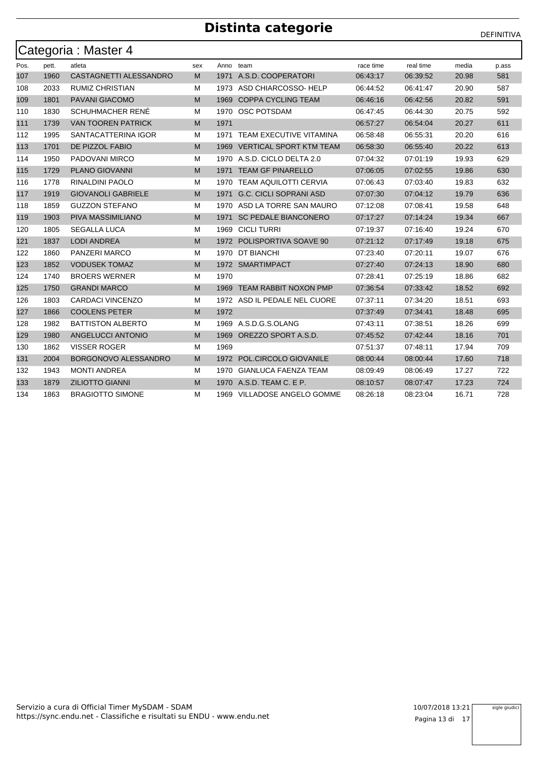# Distinta categorie

DEFINITIVA

## Categoria : Master 4

| Pos. | pett. | atleta | sex | Anno | team | race time | real time | media | p.ass |
|---|---|---|---|---|---|---|---|---|---|
| 107 | 1960 | CASTAGNETTI ALESSANDRO | M | 1971 | A.S.D. COOPERATORI | 06:43:17 | 06:39:52 | 20.98 | 581 |
| 108 | 2033 | RUMIZ CHRISTIAN | M | 1973 | ASD CHIARCOSSO- HELP | 06:44:52 | 06:41:47 | 20.90 | 587 |
| 109 | 1801 | PAVANI GIACOMO | M | 1969 | COPPA CYCLING TEAM | 06:46:16 | 06:42:56 | 20.82 | 591 |
| 110 | 1830 | SCHUHMACHER RENÉ | M | 1970 | OSC POTSDAM | 06:47:45 | 06:44:30 | 20.75 | 592 |
| 111 | 1739 | VAN TOOREN PATRICK | M | 1971 | | 06:57:27 | 06:54:04 | 20.27 | 611 |
| 112 | 1995 | SANTACATTERINA IGOR | M | 1971 | TEAM EXECUTIVE VITAMINA | 06:58:48 | 06:55:31 | 20.20 | 616 |
| 113 | 1701 | DE PIZZOL FABIO | M | 1969 | VERTICAL SPORT KTM TEAM | 06:58:30 | 06:55:40 | 20.22 | 613 |
| 114 | 1950 | PADOVANI MIRCO | M | 1970 | A.S.D. CICLO DELTA 2.0 | 07:04:32 | 07:01:19 | 19.93 | 629 |
| 115 | 1729 | PLANO GIOVANNI | M | 1971 | TEAM GF PINARELLO | 07:06:05 | 07:02:55 | 19.86 | 630 |
| 116 | 1778 | RINALDINI PAOLO | M | 1970 | TEAM AQUILOTTI CERVIA | 07:06:43 | 07:03:40 | 19.83 | 632 |
| 117 | 1919 | GIOVANOLI GABRIELE | M | 1971 | G.C. CICLI SOPRANI ASD | 07:07:30 | 07:04:12 | 19.79 | 636 |
| 118 | 1859 | GUZZON STEFANO | M | 1970 | ASD LA TORRE SAN MAURO | 07:12:08 | 07:08:41 | 19.58 | 648 |
| 119 | 1903 | PIVA MASSIMILIANO | M | 1971 | SC PEDALE BIANCONERO | 07:17:27 | 07:14:24 | 19.34 | 667 |
| 120 | 1805 | SEGALLA LUCA | M | 1969 | CICLI TURRI | 07:19:37 | 07:16:40 | 19.24 | 670 |
| 121 | 1837 | LODI ANDREA | M | 1972 | POLISPORTIVA SOAVE 90 | 07:21:12 | 07:17:49 | 19.18 | 675 |
| 122 | 1860 | PANZERI MARCO | M | 1970 | DT BIANCHI | 07:23:40 | 07:20:11 | 19.07 | 676 |
| 123 | 1852 | VODUSEK TOMAZ | M | 1972 | SMARTIMPACT | 07:27:40 | 07:24:13 | 18.90 | 680 |
| 124 | 1740 | BROERS WERNER | M | 1970 | | 07:28:41 | 07:25:19 | 18.86 | 682 |
| 125 | 1750 | GRANDI MARCO | M | 1969 | TEAM RABBIT NOXON PMP | 07:36:54 | 07:33:42 | 18.52 | 692 |
| 126 | 1803 | CARDACI VINCENZO | M | 1972 | ASD IL PEDALE NEL CUORE | 07:37:11 | 07:34:20 | 18.51 | 693 |
| 127 | 1866 | COOLENS PETER | M | 1972 | | 07:37:49 | 07:34:41 | 18.48 | 695 |
| 128 | 1982 | BATTISTON ALBERTO | M | 1969 | A.S.D.G.S.OLANG | 07:43:11 | 07:38:51 | 18.26 | 699 |
| 129 | 1980 | ANGELUCCI ANTONIO | M | 1969 | OREZZO SPORT A.S.D. | 07:45:52 | 07:42:44 | 18.16 | 701 |
| 130 | 1862 | VISSER ROGER | M | 1969 | | 07:51:37 | 07:48:11 | 17.94 | 709 |
| 131 | 2004 | BORGONOVO ALESSANDRO | M | 1972 | POL.CIRCOLO GIOVANILE | 08:00:44 | 08:00:44 | 17.60 | 718 |
| 132 | 1943 | MONTI ANDREA | M | 1970 | GIANLUCA FAENZA TEAM | 08:09:49 | 08:06:49 | 17.27 | 722 |
| 133 | 1879 | ZILIOTTO GIANNI | M | 1970 | A.S.D. TEAM C. E P. | 08:10:57 | 08:07:47 | 17.23 | 724 |
| 134 | 1863 | BRAGIOTTO SIMONE | M | 1969 | VILLADOSE ANGELO GOMME | 08:26:18 | 08:23:04 | 16.71 | 728 |

Servizio a cura di Official Timer MySDAM - SDAM
https://sync.endu.net - Classifiche e risultati su ENDU - www.endu.net

10/07/2018 13:21

sigle giudici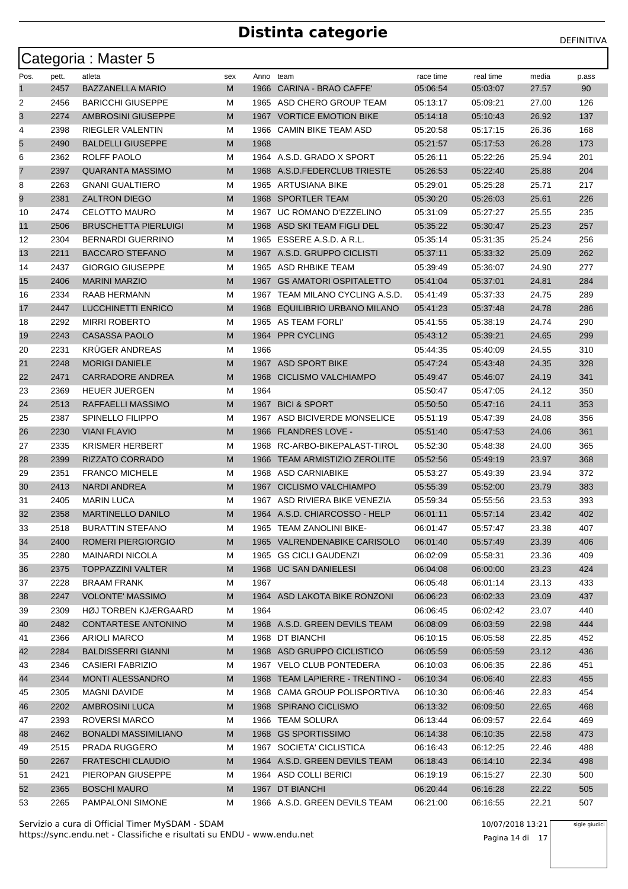# Distinta categorie

DEFINITIVA

## Categoria : Master 5

| Pos. | pett. | atleta | sex | Anno | team | race time | real time | media | p.ass |
|---|---|---|---|---|---|---|---|---|---|
| 1 | 2457 | BAZZANELLA MARIO | M | 1966 | CARINA - BRAO CAFFE' | 05:06:54 | 05:03:07 | 27.57 | 90 |
| 2 | 2456 | BARICCHI GIUSEPPE | M | 1965 | ASD CHERO GROUP TEAM | 05:13:17 | 05:09:21 | 27.00 | 126 |
| 3 | 2274 | AMBROSINI GIUSEPPE | M | 1967 | VORTICE EMOTION BIKE | 05:14:18 | 05:10:43 | 26.92 | 137 |
| 4 | 2398 | RIEGLER VALENTIN | M | 1966 | CAMIN BIKE TEAM ASD | 05:20:58 | 05:17:15 | 26.36 | 168 |
| 5 | 2490 | BALDELLI GIUSEPPE | M | 1968 | | 05:21:57 | 05:17:53 | 26.28 | 173 |
| 6 | 2362 | ROLFF PAOLO | M | 1964 | A.S.D. GRADO X SPORT | 05:26:11 | 05:22:26 | 25.94 | 201 |
| 7 | 2397 | QUARANTA MASSIMO | M | 1968 | A.S.D.FEDERCLUB TRIESTE | 05:26:53 | 05:22:40 | 25.88 | 204 |
| 8 | 2263 | GNANI GUALTIERO | M | 1965 | ARTUSIANA BIKE | 05:29:01 | 05:25:28 | 25.71 | 217 |
| 9 | 2381 | ZALTRON DIEGO | M | 1968 | SPORTLER TEAM | 05:30:20 | 05:26:03 | 25.61 | 226 |
| 10 | 2474 | CELOTTO MAURO | M | 1967 | UC ROMANO D'EZZELINO | 05:31:09 | 05:27:27 | 25.55 | 235 |
| 11 | 2506 | BRUSCHETTA PIERLUIGI | M | 1968 | ASD SKI TEAM FIGLI DEL | 05:35:22 | 05:30:47 | 25.23 | 257 |
| 12 | 2304 | BERNARDI GUERRINO | M | 1965 | ESSERE A.S.D. A R.L. | 05:35:14 | 05:31:35 | 25.24 | 256 |
| 13 | 2211 | BACCARO STEFANO | M | 1967 | A.S.D. GRUPPO CICLISTI | 05:37:11 | 05:33:32 | 25.09 | 262 |
| 14 | 2437 | GIORGIO GIUSEPPE | M | 1965 | ASD RHBIKE TEAM | 05:39:49 | 05:36:07 | 24.90 | 277 |
| 15 | 2406 | MARINI MARZIO | M | 1967 | GS AMATORI OSPITALETTO | 05:41:04 | 05:37:01 | 24.81 | 284 |
| 16 | 2334 | RAAB HERMANN | M | 1967 | TEAM MILANO CYCLING A.S.D. | 05:41:49 | 05:37:33 | 24.75 | 289 |
| 17 | 2447 | LUCCHINETTI ENRICO | M | 1968 | EQUILIBRIO URBANO MILANO | 05:41:23 | 05:37:48 | 24.78 | 286 |
| 18 | 2292 | MIRRI ROBERTO | M | 1965 | AS TEAM FORLI' | 05:41:55 | 05:38:19 | 24.74 | 290 |
| 19 | 2243 | CASASSA PAOLO | M | 1964 | PPR CYCLING | 05:43:12 | 05:39:21 | 24.65 | 299 |
| 20 | 2231 | KRÜGER ANDREAS | M | 1966 | | 05:44:35 | 05:40:09 | 24.55 | 310 |
| 21 | 2248 | MORIGI DANIELE | M | 1967 | ASD SPORT BIKE | 05:47:24 | 05:43:48 | 24.35 | 328 |
| 22 | 2471 | CARRADORE ANDREA | M | 1968 | CICLISMO VALCHIAMPO | 05:49:47 | 05:46:07 | 24.19 | 341 |
| 23 | 2369 | HEUER JUERGEN | M | 1964 | | 05:50:47 | 05:47:05 | 24.12 | 350 |
| 24 | 2513 | RAFFAELLI MASSIMO | M | 1967 | BICI & SPORT | 05:50:50 | 05:47:16 | 24.11 | 353 |
| 25 | 2387 | SPINELLO FILIPPO | M | 1967 | ASD BICIVERDE MONSELICE | 05:51:19 | 05:47:39 | 24.08 | 356 |
| 26 | 2230 | VIANI FLAVIO | M | 1966 | FLANDRES LOVE - | 05:51:40 | 05:47:53 | 24.06 | 361 |
| 27 | 2335 | KRISMER HERBERT | M | 1968 | RC-ARBO-BIKEPALAST-TIROL | 05:52:30 | 05:48:38 | 24.00 | 365 |
| 28 | 2399 | RIZZATO CORRADO | M | 1966 | TEAM ARMISTIZIO ZEROLITE | 05:52:56 | 05:49:19 | 23.97 | 368 |
| 29 | 2351 | FRANCO MICHELE | M | 1968 | ASD CARNIABIKE | 05:53:27 | 05:49:39 | 23.94 | 372 |
| 30 | 2413 | NARDI ANDREA | M | 1967 | CICLISMO VALCHIAMPO | 05:55:39 | 05:52:00 | 23.79 | 383 |
| 31 | 2405 | MARIN LUCA | M | 1967 | ASD RIVIERA BIKE VENEZIA | 05:59:34 | 05:55:56 | 23.53 | 393 |
| 32 | 2358 | MARTINELLO DANILO | M | 1964 | A.S.D. CHIARCOSSO - HELP | 06:01:11 | 05:57:14 | 23.42 | 402 |
| 33 | 2518 | BURATTIN STEFANO | M | 1965 | TEAM ZANOLINI BIKE- | 06:01:47 | 05:57:47 | 23.38 | 407 |
| 34 | 2400 | ROMERI PIERGIORGIO | M | 1965 | VALRENDENABIKE CARISOLO | 06:01:40 | 05:57:49 | 23.39 | 406 |
| 35 | 2280 | MAINARDI NICOLA | M | 1965 | GS CICLI GAUDENZI | 06:02:09 | 05:58:31 | 23.36 | 409 |
| 36 | 2375 | TOPPAZZINI VALTER | M | 1968 | UC SAN DANIELESI | 06:04:08 | 06:00:00 | 23.23 | 424 |
| 37 | 2228 | BRAAM FRANK | M | 1967 | | 06:05:48 | 06:01:14 | 23.13 | 433 |
| 38 | 2247 | VOLONTE' MASSIMO | M | 1964 | ASD LAKOTA BIKE RONZONI | 06:06:23 | 06:02:33 | 23.09 | 437 |
| 39 | 2309 | HØJ TORBEN KJÆRGAARD | M | 1964 | | 06:06:45 | 06:02:42 | 23.07 | 440 |
| 40 | 2482 | CONTARTESE ANTONINO | M | 1968 | A.S.D. GREEN DEVILS TEAM | 06:08:09 | 06:03:59 | 22.98 | 444 |
| 41 | 2366 | ARIOLI MARCO | M | 1968 | DT BIANCHI | 06:10:15 | 06:05:58 | 22.85 | 452 |
| 42 | 2284 | BALDISSERRI GIANNI | M | 1968 | ASD GRUPPO CICLISTICO | 06:05:59 | 06:05:59 | 23.12 | 436 |
| 43 | 2346 | CASIERI FABRIZIO | M | 1967 | VELO CLUB PONTEDERA | 06:10:03 | 06:06:35 | 22.86 | 451 |
| 44 | 2344 | MONTI ALESSANDRO | M | 1968 | TEAM LAPIERRE - TRENTINO - | 06:10:34 | 06:06:40 | 22.83 | 455 |
| 45 | 2305 | MAGNI DAVIDE | M | 1968 | CAMA GROUP POLISPORTIVA | 06:10:30 | 06:06:46 | 22.83 | 454 |
| 46 | 2202 | AMBROSINI LUCA | M | 1968 | SPIRANO CICLISMO | 06:13:32 | 06:09:50 | 22.65 | 468 |
| 47 | 2393 | ROVERSI MARCO | M | 1966 | TEAM SOLURA | 06:13:44 | 06:09:57 | 22.64 | 469 |
| 48 | 2462 | BONALDI MASSIMILIANO | M | 1968 | GS SPORTISSIMO | 06:14:38 | 06:10:35 | 22.58 | 473 |
| 49 | 2515 | PRADA RUGGERO | M | 1967 | SOCIETA' CICLISTICA | 06:16:43 | 06:12:25 | 22.46 | 488 |
| 50 | 2267 | FRATESCHI CLAUDIO | M | 1964 | A.S.D. GREEN DEVILS TEAM | 06:18:43 | 06:14:10 | 22.34 | 498 |
| 51 | 2421 | PIEROPAN GIUSEPPE | M | 1964 | ASD COLLI BERICI | 06:19:19 | 06:15:27 | 22.30 | 500 |
| 52 | 2365 | BOSCHI MAURO | M | 1967 | DT BIANCHI | 06:20:44 | 06:16:28 | 22.22 | 505 |
| 53 | 2265 | PAMPALONI SIMONE | M | 1966 | A.S.D. GREEN DEVILS TEAM | 06:21:00 | 06:16:55 | 22.21 | 507 |

Servizio a cura di Official Timer MySDAM - SDAM
https://sync.endu.net - Classifiche e risultati su ENDU - www.endu.net

10/07/2018 13:21

sigle giudici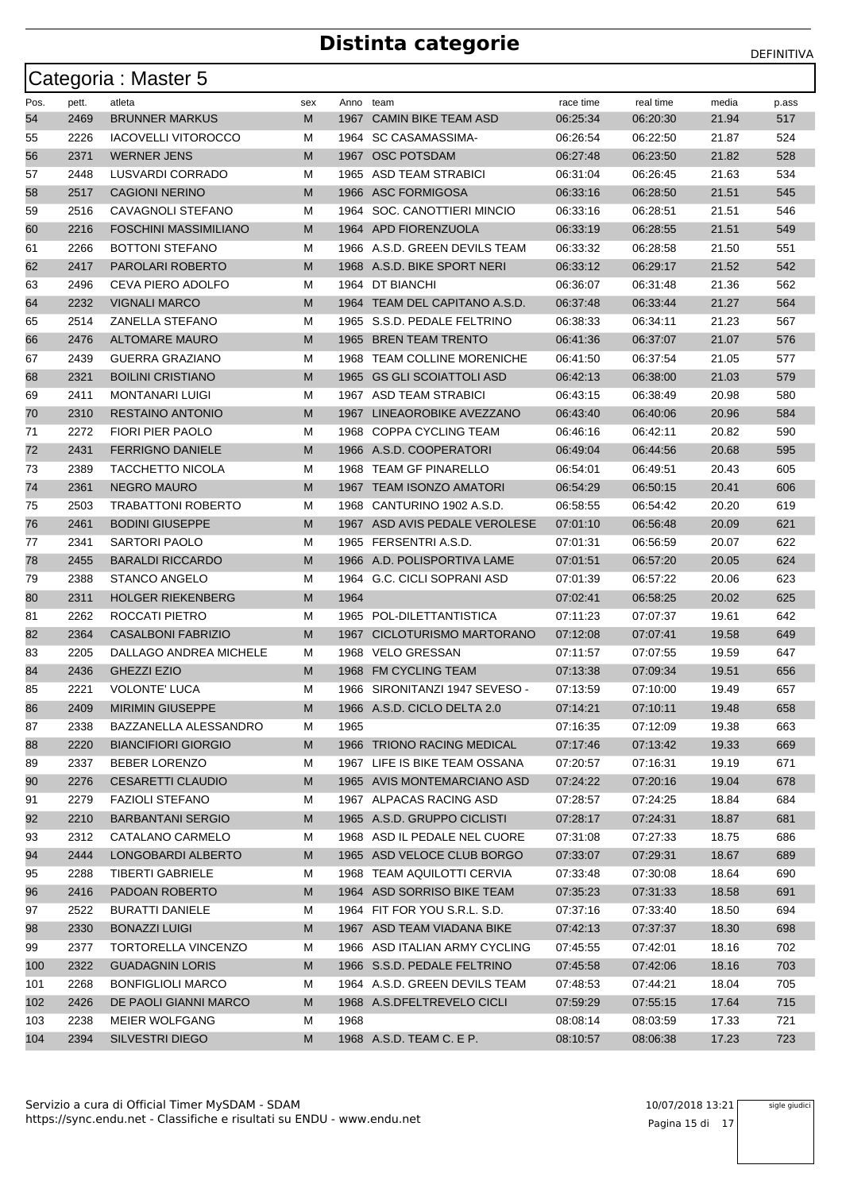# Distinta categorie

DEFINITIVA

## Categoria : Master 5

| Pos. | pett. | atleta | sex | Anno | team | race time | real time | media | p.ass |
|---|---|---|---|---|---|---|---|---|---|
| 54 | 2469 | BRUNNER MARKUS | M | 1967 | CAMIN BIKE TEAM ASD | 06:25:34 | 06:20:30 | 21.94 | 517 |
| 55 | 2226 | IACOVELLI VITOROCCO | M | 1964 | SC CASAMASSIMA- | 06:26:54 | 06:22:50 | 21.87 | 524 |
| 56 | 2371 | WERNER JENS | M | 1967 | OSC POTSDAM | 06:27:48 | 06:23:50 | 21.82 | 528 |
| 57 | 2448 | LUSVARDI CORRADO | M | 1965 | ASD TEAM STRABICI | 06:31:04 | 06:26:45 | 21.63 | 534 |
| 58 | 2517 | CAGIONI NERINO | M | 1966 | ASC FORMIGOSA | 06:33:16 | 06:28:50 | 21.51 | 545 |
| 59 | 2516 | CAVAGNOLI STEFANO | M | 1964 | SOC. CANOTTIERI MINCIO | 06:33:16 | 06:28:51 | 21.51 | 546 |
| 60 | 2216 | FOSCHINI MASSIMILIANO | M | 1964 | APD FIORENZUOLA | 06:33:19 | 06:28:55 | 21.51 | 549 |
| 61 | 2266 | BOTTONI STEFANO | M | 1966 | A.S.D. GREEN DEVILS TEAM | 06:33:32 | 06:28:58 | 21.50 | 551 |
| 62 | 2417 | PAROLARI ROBERTO | M | 1968 | A.S.D. BIKE SPORT NERI | 06:33:12 | 06:29:17 | 21.52 | 542 |
| 63 | 2496 | CEVA PIERO ADOLFO | M | 1964 | DT BIANCHI | 06:36:07 | 06:31:48 | 21.36 | 562 |
| 64 | 2232 | VIGNALI MARCO | M | 1964 | TEAM DEL CAPITANO A.S.D. | 06:37:48 | 06:33:44 | 21.27 | 564 |
| 65 | 2514 | ZANELLA STEFANO | M | 1965 | S.S.D. PEDALE FELTRINO | 06:38:33 | 06:34:11 | 21.23 | 567 |
| 66 | 2476 | ALTOMARE MAURO | M | 1965 | BREN TEAM TRENTO | 06:41:36 | 06:37:07 | 21.07 | 576 |
| 67 | 2439 | GUERRA GRAZIANO | M | 1968 | TEAM COLLINE MORENICHE | 06:41:50 | 06:37:54 | 21.05 | 577 |
| 68 | 2321 | BOILINI CRISTIANO | M | 1965 | GS GLI SCOIATTOLI ASD | 06:42:13 | 06:38:00 | 21.03 | 579 |
| 69 | 2411 | MONTANARI LUIGI | M | 1967 | ASD TEAM STRABICI | 06:43:15 | 06:38:49 | 20.98 | 580 |
| 70 | 2310 | RESTAINO ANTONIO | M | 1967 | LINEAOROBIKE AVEZZANO | 06:43:40 | 06:40:06 | 20.96 | 584 |
| 71 | 2272 | FIORI PIER PAOLO | M | 1968 | COPPA CYCLING TEAM | 06:46:16 | 06:42:11 | 20.82 | 590 |
| 72 | 2431 | FERRIGNO DANIELE | M | 1966 | A.S.D. COOPERATORI | 06:49:04 | 06:44:56 | 20.68 | 595 |
| 73 | 2389 | TACCHETTO NICOLA | M | 1968 | TEAM GF PINARELLO | 06:54:01 | 06:49:51 | 20.43 | 605 |
| 74 | 2361 | NEGRO MAURO | M | 1967 | TEAM ISONZO AMATORI | 06:54:29 | 06:50:15 | 20.41 | 606 |
| 75 | 2503 | TRABATTONI ROBERTO | M | 1968 | CANTURINO 1902 A.S.D. | 06:58:55 | 06:54:42 | 20.20 | 619 |
| 76 | 2461 | BODINI GIUSEPPE | M | 1967 | ASD AVIS PEDALE VEROLESE | 07:01:10 | 06:56:48 | 20.09 | 621 |
| 77 | 2341 | SARTORI PAOLO | M | 1965 | FERSENTRI A.S.D. | 07:01:31 | 06:56:59 | 20.07 | 622 |
| 78 | 2455 | BARALDI RICCARDO | M | 1966 | A.D. POLISPORTIVA LAME | 07:01:51 | 06:57:20 | 20.05 | 624 |
| 79 | 2388 | STANCO ANGELO | M | 1964 | G.C. CICLI SOPRANI ASD | 07:01:39 | 06:57:22 | 20.06 | 623 |
| 80 | 2311 | HOLGER RIEKENBERG | M | 1964 | | 07:02:41 | 06:58:25 | 20.02 | 625 |
| 81 | 2262 | ROCCATI PIETRO | M | 1965 | POL-DILETTANTISTICA | 07:11:23 | 07:07:37 | 19.61 | 642 |
| 82 | 2364 | CASALBONI FABRIZIO | M | 1967 | CICLOTURISMO MARTORANO | 07:12:08 | 07:07:41 | 19.58 | 649 |
| 83 | 2205 | DALLAGO ANDREA MICHELE | M | 1968 | VELO GRESSAN | 07:11:57 | 07:07:55 | 19.59 | 647 |
| 84 | 2436 | GHEZZI EZIO | M | 1968 | FM CYCLING TEAM | 07:13:38 | 07:09:34 | 19.51 | 656 |
| 85 | 2221 | VOLONTE' LUCA | M | 1966 | SIRONITANZI 1947 SEVESO - | 07:13:59 | 07:10:00 | 19.49 | 657 |
| 86 | 2409 | MIRIMIN GIUSEPPE | M | 1966 | A.S.D. CICLO DELTA 2.0 | 07:14:21 | 07:10:11 | 19.48 | 658 |
| 87 | 2338 | BAZZANELLA ALESSANDRO | M | 1965 | | 07:16:35 | 07:12:09 | 19.38 | 663 |
| 88 | 2220 | BIANCIFIORI GIORGIO | M | 1966 | TRIONO RACING MEDICAL | 07:17:46 | 07:13:42 | 19.33 | 669 |
| 89 | 2337 | BEBER LORENZO | M | 1967 | LIFE IS BIKE TEAM OSSANA | 07:20:57 | 07:16:31 | 19.19 | 671 |
| 90 | 2276 | CESARETTI CLAUDIO | M | 1965 | AVIS MONTEMARCIANO ASD | 07:24:22 | 07:20:16 | 19.04 | 678 |
| 91 | 2279 | FAZIOLI STEFANO | M | 1967 | ALPACAS RACING ASD | 07:28:57 | 07:24:25 | 18.84 | 684 |
| 92 | 2210 | BARBANTANI SERGIO | M | 1965 | A.S.D. GRUPPO CICLISTI | 07:28:17 | 07:24:31 | 18.87 | 681 |
| 93 | 2312 | CATALANO CARMELO | M | 1968 | ASD IL PEDALE NEL CUORE | 07:31:08 | 07:27:33 | 18.75 | 686 |
| 94 | 2444 | LONGOBARDI ALBERTO | M | 1965 | ASD VELOCE CLUB BORGO | 07:33:07 | 07:29:31 | 18.67 | 689 |
| 95 | 2288 | TIBERTI GABRIELE | M | 1968 | TEAM AQUILOTTI CERVIA | 07:33:48 | 07:30:08 | 18.64 | 690 |
| 96 | 2416 | PADOAN ROBERTO | M | 1964 | ASD SORRISO BIKE TEAM | 07:35:23 | 07:31:33 | 18.58 | 691 |
| 97 | 2522 | BURATTI DANIELE | M | 1964 | FIT FOR YOU S.R.L. S.D. | 07:37:16 | 07:33:40 | 18.50 | 694 |
| 98 | 2330 | BONAZZI LUIGI | M | 1967 | ASD TEAM VIADANA BIKE | 07:42:13 | 07:37:37 | 18.30 | 698 |
| 99 | 2377 | TORTORELLA VINCENZO | M | 1966 | ASD ITALIAN ARMY CYCLING | 07:45:55 | 07:42:01 | 18.16 | 702 |
| 100 | 2322 | GUADAGNIN LORIS | M | 1966 | S.S.D. PEDALE FELTRINO | 07:45:58 | 07:42:06 | 18.16 | 703 |
| 101 | 2268 | BONFIGLIOLI MARCO | M | 1964 | A.S.D. GREEN DEVILS TEAM | 07:48:53 | 07:44:21 | 18.04 | 705 |
| 102 | 2426 | DE PAOLI GIANNI MARCO | M | 1968 | A.S.DFELTREVELO CICLI | 07:59:29 | 07:55:15 | 17.64 | 715 |
| 103 | 2238 | MEIER WOLFGANG | M | 1968 | | 08:08:14 | 08:03:59 | 17.33 | 721 |
| 104 | 2394 | SILVESTRI DIEGO | M | 1968 | A.S.D. TEAM C. E P. | 08:10:57 | 08:06:38 | 17.23 | 723 |

Servizio a cura di Official Timer MySDAM - SDAM
https://sync.endu.net - Classifiche e risultati su ENDU - www.endu.net

10/07/2018 13:21

sigle giudici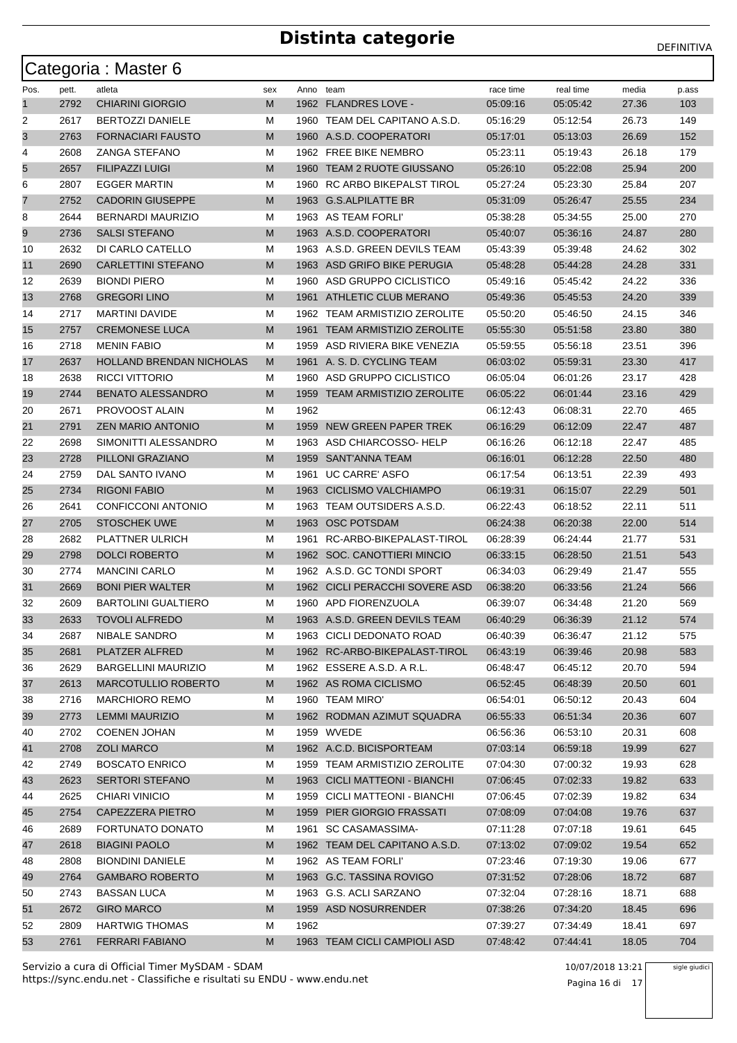# Distinta categorie

DEFINITIVA

## Categoria : Master 6

| Pos. | pett. | atleta | sex | Anno | team | race time | real time | media | p.ass |
|---|---|---|---|---|---|---|---|---|---|
| 1 | 2792 | CHIARINI GIORGIO | M | 1962 | FLANDRES LOVE - | 05:09:16 | 05:05:42 | 27.36 | 103 |
| 2 | 2617 | BERTOZZI DANIELE | M | 1960 | TEAM DEL CAPITANO A.S.D. | 05:16:29 | 05:12:54 | 26.73 | 149 |
| 3 | 2763 | FORNACIARI FAUSTO | M | 1960 | A.S.D. COOPERATORI | 05:17:01 | 05:13:03 | 26.69 | 152 |
| 4 | 2608 | ZANGA STEFANO | M | 1962 | FREE BIKE NEMBRO | 05:23:11 | 05:19:43 | 26.18 | 179 |
| 5 | 2657 | FILIPAZZI LUIGI | M | 1960 | TEAM 2 RUOTE GIUSSANO | 05:26:10 | 05:22:08 | 25.94 | 200 |
| 6 | 2807 | EGGER MARTIN | M | 1960 | RC ARBO BIKEPALST TIROL | 05:27:24 | 05:23:30 | 25.84 | 207 |
| 7 | 2752 | CADORIN GIUSEPPE | M | 1963 | G.S.ALPILATTE BR | 05:31:09 | 05:26:47 | 25.55 | 234 |
| 8 | 2644 | BERNARDI MAURIZIO | M | 1963 | AS TEAM FORLI' | 05:38:28 | 05:34:55 | 25.00 | 270 |
| 9 | 2736 | SALSI STEFANO | M | 1963 | A.S.D. COOPERATORI | 05:40:07 | 05:36:16 | 24.87 | 280 |
| 10 | 2632 | DI CARLO CATELLO | M | 1963 | A.S.D. GREEN DEVILS TEAM | 05:43:39 | 05:39:48 | 24.62 | 302 |
| 11 | 2690 | CARLETTINI STEFANO | M | 1963 | ASD GRIFO BIKE PERUGIA | 05:48:28 | 05:44:28 | 24.28 | 331 |
| 12 | 2639 | BIONDI PIERO | M | 1960 | ASD GRUPPO CICLISTICO | 05:49:16 | 05:45:42 | 24.22 | 336 |
| 13 | 2768 | GREGORI LINO | M | 1961 | ATHLETIC CLUB MERANO | 05:49:36 | 05:45:53 | 24.20 | 339 |
| 14 | 2717 | MARTINI DAVIDE | M | 1962 | TEAM ARMISTIZIO ZEROLITE | 05:50:20 | 05:46:50 | 24.15 | 346 |
| 15 | 2757 | CREMONESE LUCA | M | 1961 | TEAM ARMISTIZIO ZEROLITE | 05:55:30 | 05:51:58 | 23.80 | 380 |
| 16 | 2718 | MENIN FABIO | M | 1959 | ASD RIVIERA BIKE VENEZIA | 05:59:55 | 05:56:18 | 23.51 | 396 |
| 17 | 2637 | HOLLAND BRENDAN NICHOLAS | M | 1961 | A. S. D. CYCLING TEAM | 06:03:02 | 05:59:31 | 23.30 | 417 |
| 18 | 2638 | RICCI VITTORIO | M | 1960 | ASD GRUPPO CICLISTICO | 06:05:04 | 06:01:26 | 23.17 | 428 |
| 19 | 2744 | BENATO ALESSANDRO | M | 1959 | TEAM ARMISTIZIO ZEROLITE | 06:05:22 | 06:01:44 | 23.16 | 429 |
| 20 | 2671 | PROVOOST ALAIN | M | 1962 | | 06:12:43 | 06:08:31 | 22.70 | 465 |
| 21 | 2791 | ZEN MARIO ANTONIO | M | 1959 | NEW GREEN PAPER TREK | 06:16:29 | 06:12:09 | 22.47 | 487 |
| 22 | 2698 | SIMONITTI ALESSANDRO | M | 1963 | ASD CHIARCOSSO- HELP | 06:16:26 | 06:12:18 | 22.47 | 485 |
| 23 | 2728 | PILLONI GRAZIANO | M | 1959 | SANT'ANNA TEAM | 06:16:01 | 06:12:28 | 22.50 | 480 |
| 24 | 2759 | DAL SANTO IVANO | M | 1961 | UC CARRE' ASFO | 06:17:54 | 06:13:51 | 22.39 | 493 |
| 25 | 2734 | RIGONI FABIO | M | 1963 | CICLISMO VALCHIAMPO | 06:19:31 | 06:15:07 | 22.29 | 501 |
| 26 | 2641 | CONFICCONI ANTONIO | M | 1963 | TEAM OUTSIDERS A.S.D. | 06:22:43 | 06:18:52 | 22.11 | 511 |
| 27 | 2705 | STOSCHEK UWE | M | 1963 | OSC POTSDAM | 06:24:38 | 06:20:38 | 22.00 | 514 |
| 28 | 2682 | PLATTNER ULRICH | M | 1961 | RC-ARBO-BIKEPALAST-TIROL | 06:28:39 | 06:24:44 | 21.77 | 531 |
| 29 | 2798 | DOLCI ROBERTO | M | 1962 | SOC. CANOTTIERI MINCIO | 06:33:15 | 06:28:50 | 21.51 | 543 |
| 30 | 2774 | MANCINI CARLO | M | 1962 | A.S.D. GC TONDI SPORT | 06:34:03 | 06:29:49 | 21.47 | 555 |
| 31 | 2669 | BONI PIER WALTER | M | 1962 | CICLI PERACCHI SOVERE ASD | 06:38:20 | 06:33:56 | 21.24 | 566 |
| 32 | 2609 | BARTOLINI GUALTIERO | M | 1960 | APD FIORENZUOLA | 06:39:07 | 06:34:48 | 21.20 | 569 |
| 33 | 2633 | TOVOLI ALFREDO | M | 1963 | A.S.D. GREEN DEVILS TEAM | 06:40:29 | 06:36:39 | 21.12 | 574 |
| 34 | 2687 | NIBALE SANDRO | M | 1963 | CICLI DEDONATO ROAD | 06:40:39 | 06:36:47 | 21.12 | 575 |
| 35 | 2681 | PLATZER ALFRED | M | 1962 | RC-ARBO-BIKEPALAST-TIROL | 06:43:19 | 06:39:46 | 20.98 | 583 |
| 36 | 2629 | BARGELLINI MAURIZIO | M | 1962 | ESSERE A.S.D. A R.L. | 06:48:47 | 06:45:12 | 20.70 | 594 |
| 37 | 2613 | MARCOTULLIO ROBERTO | M | 1962 | AS ROMA CICLISMO | 06:52:45 | 06:48:39 | 20.50 | 601 |
| 38 | 2716 | MARCHIORO REMO | M | 1960 | TEAM MIRO' | 06:54:01 | 06:50:12 | 20.43 | 604 |
| 39 | 2773 | LEMMI MAURIZIO | M | 1962 | RODMAN AZIMUT SQUADRA | 06:55:33 | 06:51:34 | 20.36 | 607 |
| 40 | 2702 | COENEN JOHAN | M | 1959 | WVEDE | 06:56:36 | 06:53:10 | 20.31 | 608 |
| 41 | 2708 | ZOLI MARCO | M | 1962 | A.C.D. BICISPORTEAM | 07:03:14 | 06:59:18 | 19.99 | 627 |
| 42 | 2749 | BOSCATO ENRICO | M | 1959 | TEAM ARMISTIZIO ZEROLITE | 07:04:30 | 07:00:32 | 19.93 | 628 |
| 43 | 2623 | SERTORI STEFANO | M | 1963 | CICLI MATTEONI - BIANCHI | 07:06:45 | 07:02:33 | 19.82 | 633 |
| 44 | 2625 | CHIARI VINICIO | M | 1959 | CICLI MATTEONI - BIANCHI | 07:06:45 | 07:02:39 | 19.82 | 634 |
| 45 | 2754 | CAPEZZERA PIETRO | M | 1959 | PIER GIORGIO FRASSATI | 07:08:09 | 07:04:08 | 19.76 | 637 |
| 46 | 2689 | FORTUNATO DONATO | M | 1961 | SC CASAMASSIMA- | 07:11:28 | 07:07:18 | 19.61 | 645 |
| 47 | 2618 | BIAGINI PAOLO | M | 1962 | TEAM DEL CAPITANO A.S.D. | 07:13:02 | 07:09:02 | 19.54 | 652 |
| 48 | 2808 | BIONDINI DANIELE | M | 1962 | AS TEAM FORLI' | 07:23:46 | 07:19:30 | 19.06 | 677 |
| 49 | 2764 | GAMBARO ROBERTO | M | 1963 | G.C. TASSINA ROVIGO | 07:31:52 | 07:28:06 | 18.72 | 687 |
| 50 | 2743 | BASSAN LUCA | M | 1963 | G.S. ACLI SARZANO | 07:32:04 | 07:28:16 | 18.71 | 688 |
| 51 | 2672 | GIRO MARCO | M | 1959 | ASD NOSURRENDER | 07:38:26 | 07:34:20 | 18.45 | 696 |
| 52 | 2809 | HARTWIG THOMAS | M | 1962 | | 07:39:27 | 07:34:49 | 18.41 | 697 |
| 53 | 2761 | FERRARI FABIANO | M | 1963 | TEAM CICLI CAMPIOLI ASD | 07:48:42 | 07:44:41 | 18.05 | 704 |

Servizio a cura di Official Timer MySDAM - SDAM
https://sync.endu.net - Classifiche e risultati su ENDU - www.endu.net

10/07/2018 13:21

sigle giudici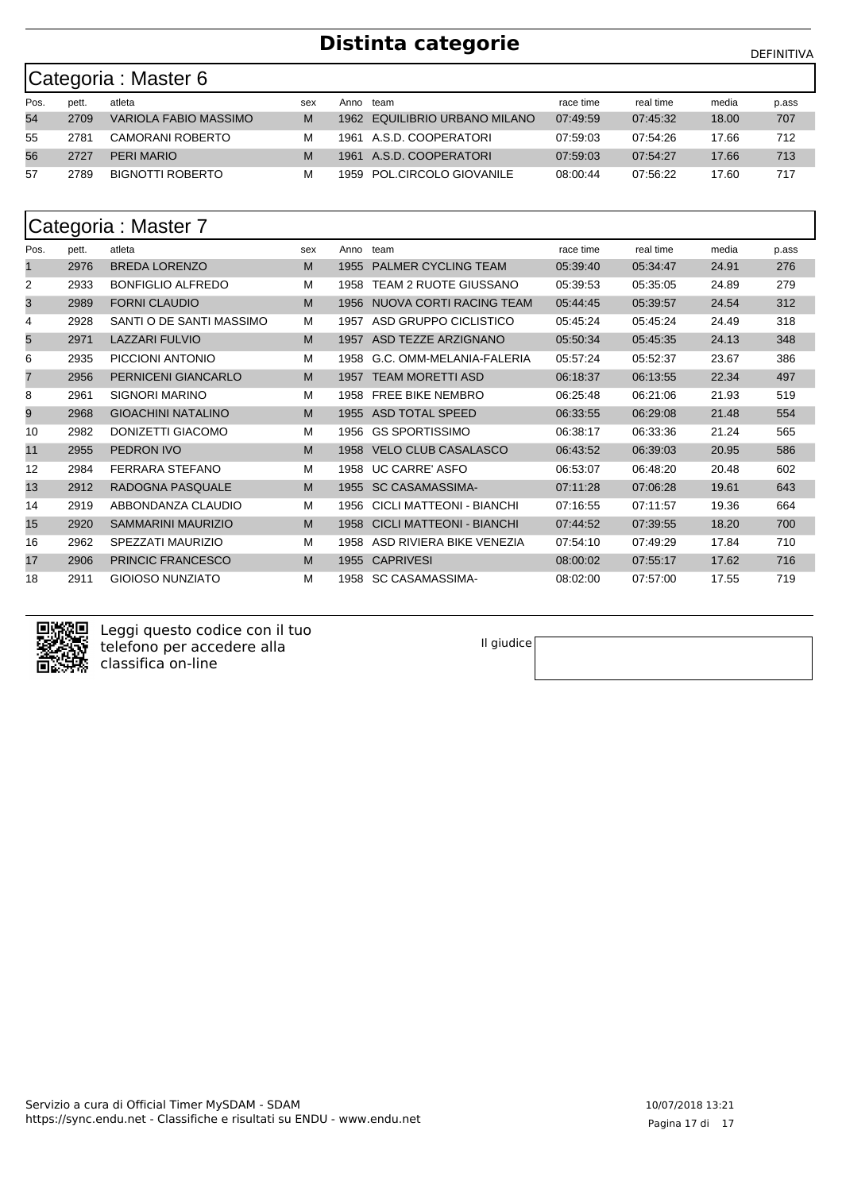# Distinta categorie

DEFINITIVA

## Categoria : Master 6

| Pos. | pett. | atleta | sex | Anno | team | race time | real time | media | p.ass |
|---|---|---|---|---|---|---|---|---|---|
| 54 | 2709 | VARIOLA FABIO MASSIMO | M | 1962 | EQUILIBRIO URBANO MILANO | 07:49:59 | 07:45:32 | 18.00 | 707 |
| 55 | 2781 | CAMORANI ROBERTO | M | 1961 | A.S.D. COOPERATORI | 07:59:03 | 07:54:26 | 17.66 | 712 |
| 56 | 2727 | PERI MARIO | M | 1961 | A.S.D. COOPERATORI | 07:59:03 | 07:54:27 | 17.66 | 713 |
| 57 | 2789 | BIGNOTTI ROBERTO | M | 1959 | POL.CIRCOLO GIOVANILE | 08:00:44 | 07:56:22 | 17.60 | 717 |

## Categoria : Master 7

| Pos. | pett. | atleta | sex | Anno | team | race time | real time | media | p.ass |
|---|---|---|---|---|---|---|---|---|---|
| 1 | 2976 | BREDA LORENZO | M | 1955 | PALMER CYCLING TEAM | 05:39:40 | 05:34:47 | 24.91 | 276 |
| 2 | 2933 | BONFIGLIO ALFREDO | M | 1958 | TEAM 2 RUOTE GIUSSANO | 05:39:53 | 05:35:05 | 24.89 | 279 |
| 3 | 2989 | FORNI CLAUDIO | M | 1956 | NUOVA CORTI RACING TEAM | 05:44:45 | 05:39:57 | 24.54 | 312 |
| 4 | 2928 | SANTI O DE SANTI MASSIMO | M | 1957 | ASD GRUPPO CICLISTICO | 05:45:24 | 05:45:24 | 24.49 | 318 |
| 5 | 2971 | LAZZARI FULVIO | M | 1957 | ASD TEZZE ARZIGNANO | 05:50:34 | 05:45:35 | 24.13 | 348 |
| 6 | 2935 | PICCIONI ANTONIO | M | 1958 | G.C. OMM-MELANIA-FALERIA | 05:57:24 | 05:52:37 | 23.67 | 386 |
| 7 | 2956 | PERNICENI GIANCARLO | M | 1957 | TEAM MORETTI ASD | 06:18:37 | 06:13:55 | 22.34 | 497 |
| 8 | 2961 | SIGNORI MARINO | M | 1958 | FREE BIKE NEMBRO | 06:25:48 | 06:21:06 | 21.93 | 519 |
| 9 | 2968 | GIOACHINI NATALINO | M | 1955 | ASD TOTAL SPEED | 06:33:55 | 06:29:08 | 21.48 | 554 |
| 10 | 2982 | DONIZETTI GIACOMO | M | 1956 | GS SPORTISSIMO | 06:38:17 | 06:33:36 | 21.24 | 565 |
| 11 | 2955 | PEDRON IVO | M | 1958 | VELO CLUB CASALASCO | 06:43:52 | 06:39:03 | 20.95 | 586 |
| 12 | 2984 | FERRARA STEFANO | M | 1958 | UC CARRE' ASFO | 06:53:07 | 06:48:20 | 20.48 | 602 |
| 13 | 2912 | RADOGNA PASQUALE | M | 1955 | SC CASAMASSIMA- | 07:11:28 | 07:06:28 | 19.61 | 643 |
| 14 | 2919 | ABBONDANZA CLAUDIO | M | 1956 | CICLI MATTEONI - BIANCHI | 07:16:55 | 07:11:57 | 19.36 | 664 |
| 15 | 2920 | SAMMARINI MAURIZIO | M | 1958 | CICLI MATTEONI - BIANCHI | 07:44:52 | 07:39:55 | 18.20 | 700 |
| 16 | 2962 | SPEZZATI MAURIZIO | M | 1958 | ASD RIVIERA BIKE VENEZIA | 07:54:10 | 07:49:29 | 17.84 | 710 |
| 17 | 2906 | PRINCIC FRANCESCO | M | 1955 | CAPRIVESI | 08:00:02 | 07:55:17 | 17.62 | 716 |
| 18 | 2911 | GIOIOSO NUNZIATO | M | 1958 | SC CASAMASSIMA- | 08:02:00 | 07:57:00 | 17.55 | 719 |

Leggi questo codice con il tuo telefono per accedere alla classifica on-line

Il giudice

Servizio a cura di Official Timer MySDAM - SDAM
https://sync.endu.net - Classifiche e risultati su ENDU - www.endu.net

10/07/2018 13:21